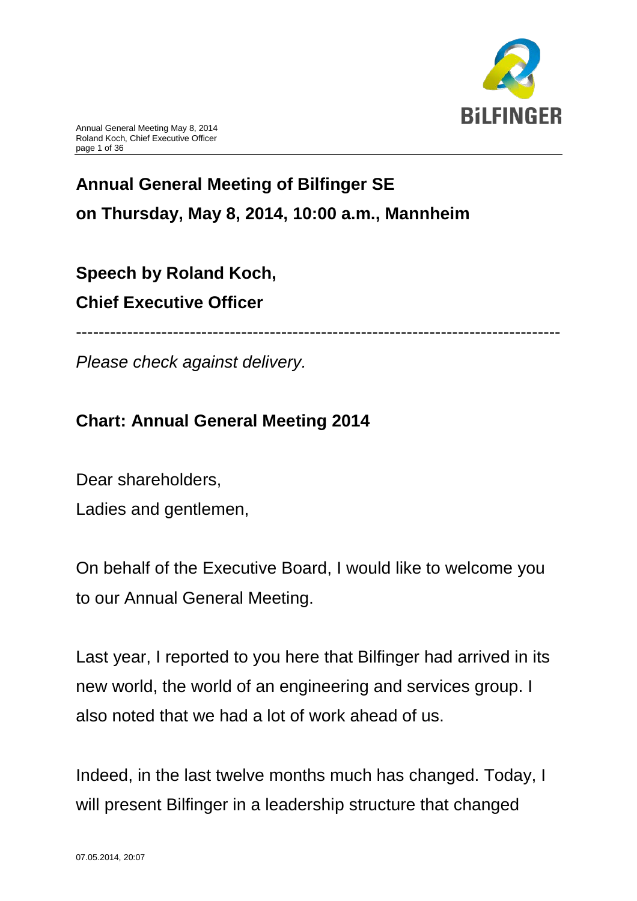# Annual General Meeting of Bilfinger SE
# on Thursday, May 8, 2014, 10:00 a.m., Mannheim

## Speech by Roland Koch, Chief Executive Officer

---

*Please check against delivery.*

### Chart: Annual General Meeting 2014

Dear shareholders,
Ladies and gentlemen,

On behalf of the Executive Board, I would like to welcome you to our Annual General Meeting.

Last year, I reported to you here that Bilfinger had arrived in its new world, the world of an engineering and services group. I also noted that we had a lot of work ahead of us.

Indeed, in the last twelve months much has changed. Today, I will present Bilfinger in a leadership structure that changed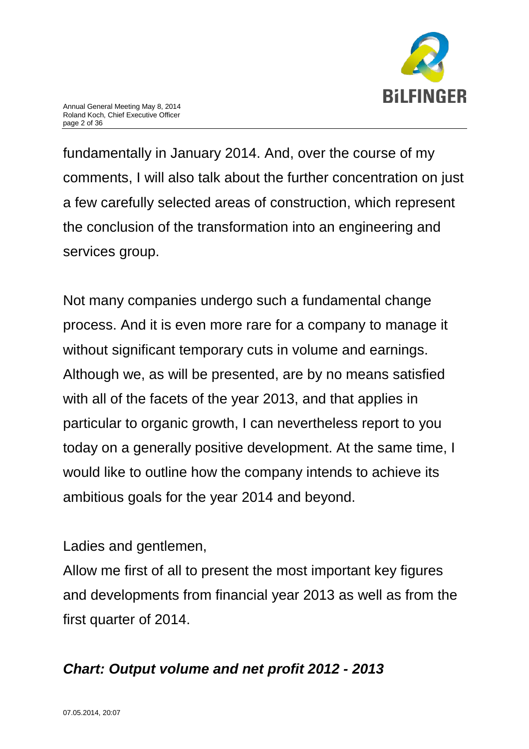fundamentally in January 2014. And, over the course of my comments, I will also talk about the further concentration on just a few carefully selected areas of construction, which represent the conclusion of the transformation into an engineering and services group.

Not many companies undergo such a fundamental change process. And it is even more rare for a company to manage it without significant temporary cuts in volume and earnings. Although we, as will be presented, are by no means satisfied with all of the facets of the year 2013, and that applies in particular to organic growth, I can nevertheless report to you today on a generally positive development. At the same time, I would like to outline how the company intends to achieve its ambitious goals for the year 2014 and beyond.

Ladies and gentlemen,

Allow me first of all to present the most important key figures and developments from financial year 2013 as well as from the first quarter of 2014.

***Chart: Output volume and net profit 2012 - 2013***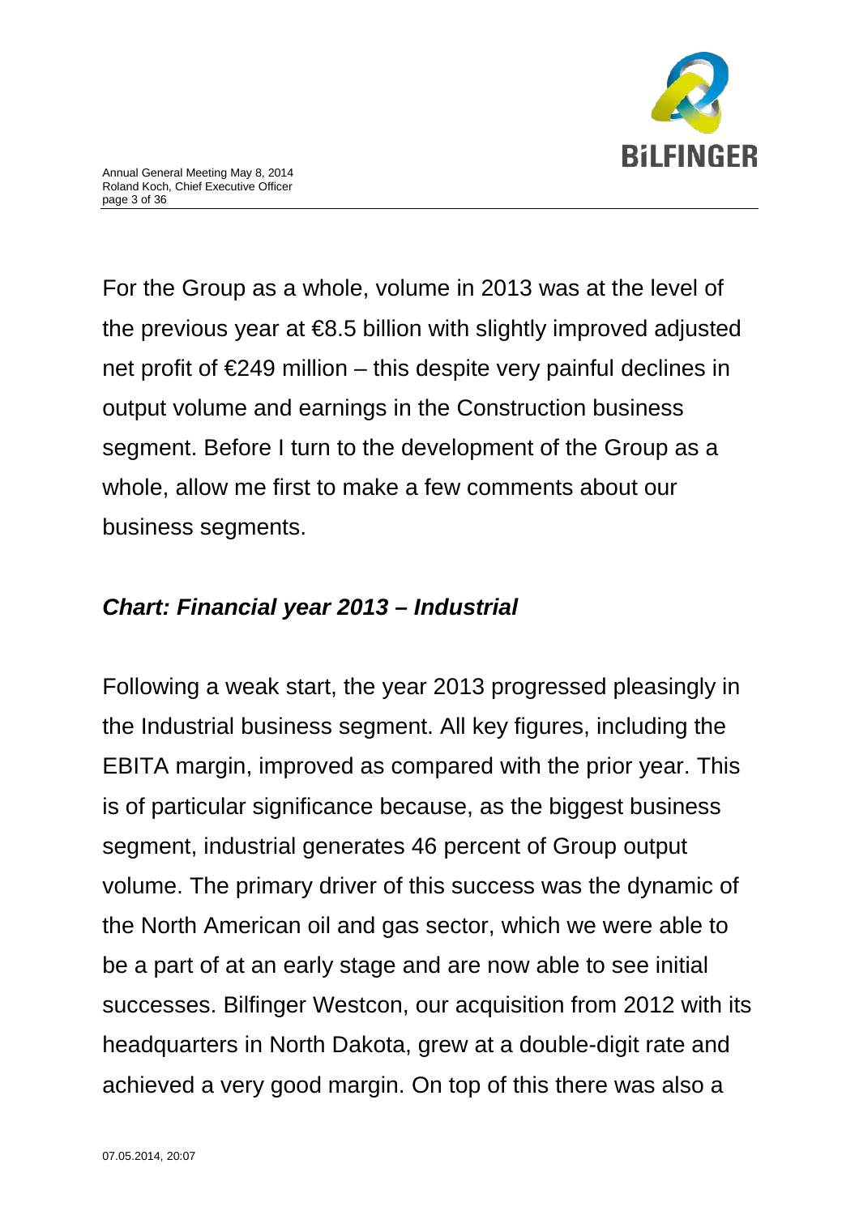For the Group as a whole, volume in 2013 was at the level of the previous year at €8.5 billion with slightly improved adjusted net profit of €249 million – this despite very painful declines in output volume and earnings in the Construction business segment. Before I turn to the development of the Group as a whole, allow me first to make a few comments about our business segments.

***Chart: Financial year 2013 – Industrial***

Following a weak start, the year 2013 progressed pleasingly in the Industrial business segment. All key figures, including the EBITA margin, improved as compared with the prior year. This is of particular significance because, as the biggest business segment, industrial generates 46 percent of Group output volume. The primary driver of this success was the dynamic of the North American oil and gas sector, which we were able to be a part of at an early stage and are now able to see initial successes. Bilfinger Westcon, our acquisition from 2012 with its headquarters in North Dakota, grew at a double-digit rate and achieved a very good margin. On top of this there was also a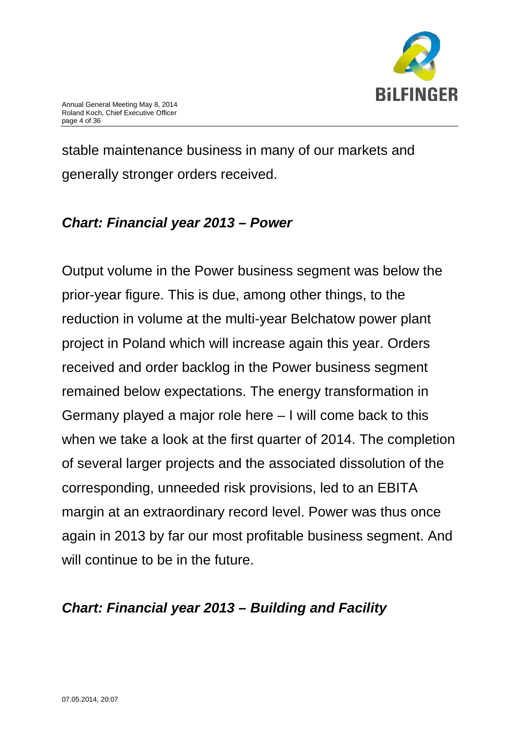stable maintenance business in many of our markets and generally stronger orders received.

***Chart: Financial year 2013 – Power***

Output volume in the Power business segment was below the prior-year figure. This is due, among other things, to the reduction in volume at the multi-year Belchatow power plant project in Poland which will increase again this year. Orders received and order backlog in the Power business segment remained below expectations. The energy transformation in Germany played a major role here – I will come back to this when we take a look at the first quarter of 2014. The completion of several larger projects and the associated dissolution of the corresponding, unneeded risk provisions, led to an EBITA margin at an extraordinary record level. Power was thus once again in 2013 by far our most profitable business segment. And will continue to be in the future.

***Chart: Financial year 2013 – Building and Facility***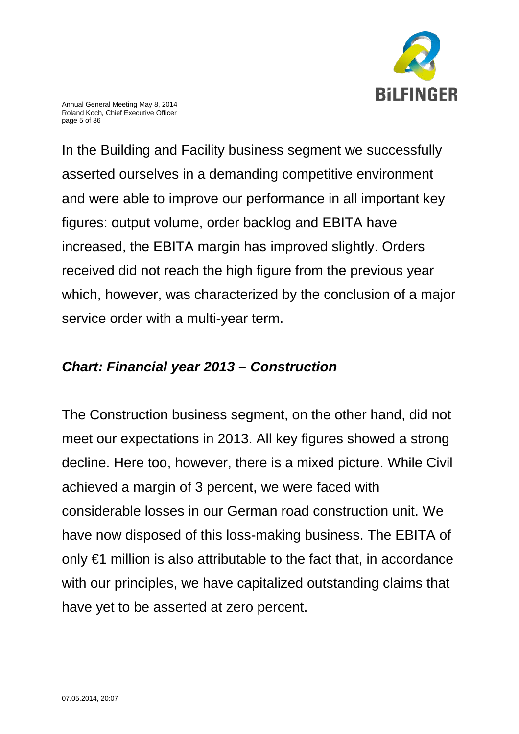In the Building and Facility business segment we successfully asserted ourselves in a demanding competitive environment and were able to improve our performance in all important key figures: output volume, order backlog and EBITA have increased, the EBITA margin has improved slightly. Orders received did not reach the high figure from the previous year which, however, was characterized by the conclusion of a major service order with a multi-year term.

***Chart: Financial year 2013 – Construction***

The Construction business segment, on the other hand, did not meet our expectations in 2013. All key figures showed a strong decline. Here too, however, there is a mixed picture. While Civil achieved a margin of 3 percent, we were faced with considerable losses in our German road construction unit. We have now disposed of this loss-making business. The EBITA of only €1 million is also attributable to the fact that, in accordance with our principles, we have capitalized outstanding claims that have yet to be asserted at zero percent.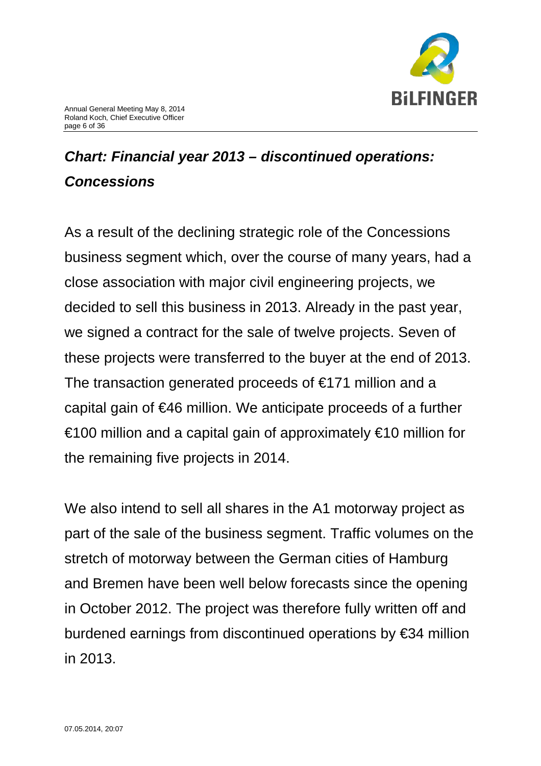## *Chart: Financial year 2013 – discontinued operations: Concessions*

As a result of the declining strategic role of the Concessions business segment which, over the course of many years, had a close association with major civil engineering projects, we decided to sell this business in 2013. Already in the past year, we signed a contract for the sale of twelve projects. Seven of these projects were transferred to the buyer at the end of 2013. The transaction generated proceeds of €171 million and a capital gain of €46 million. We anticipate proceeds of a further €100 million and a capital gain of approximately €10 million for the remaining five projects in 2014.

We also intend to sell all shares in the A1 motorway project as part of the sale of the business segment. Traffic volumes on the stretch of motorway between the German cities of Hamburg and Bremen have been well below forecasts since the opening in October 2012. The project was therefore fully written off and burdened earnings from discontinued operations by €34 million in 2013.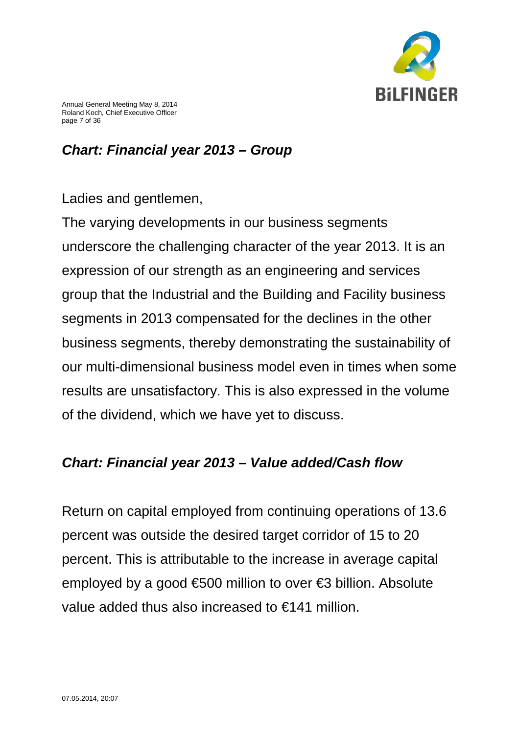## *Chart: Financial year 2013 – Group*

Ladies and gentlemen,

The varying developments in our business segments underscore the challenging character of the year 2013. It is an expression of our strength as an engineering and services group that the Industrial and the Building and Facility business segments in 2013 compensated for the declines in the other business segments, thereby demonstrating the sustainability of our multi-dimensional business model even in times when some results are unsatisfactory. This is also expressed in the volume of the dividend, which we have yet to discuss.

## *Chart: Financial year 2013 – Value added/Cash flow*

Return on capital employed from continuing operations of 13.6 percent was outside the desired target corridor of 15 to 20 percent. This is attributable to the increase in average capital employed by a good €500 million to over €3 billion. Absolute value added thus also increased to €141 million.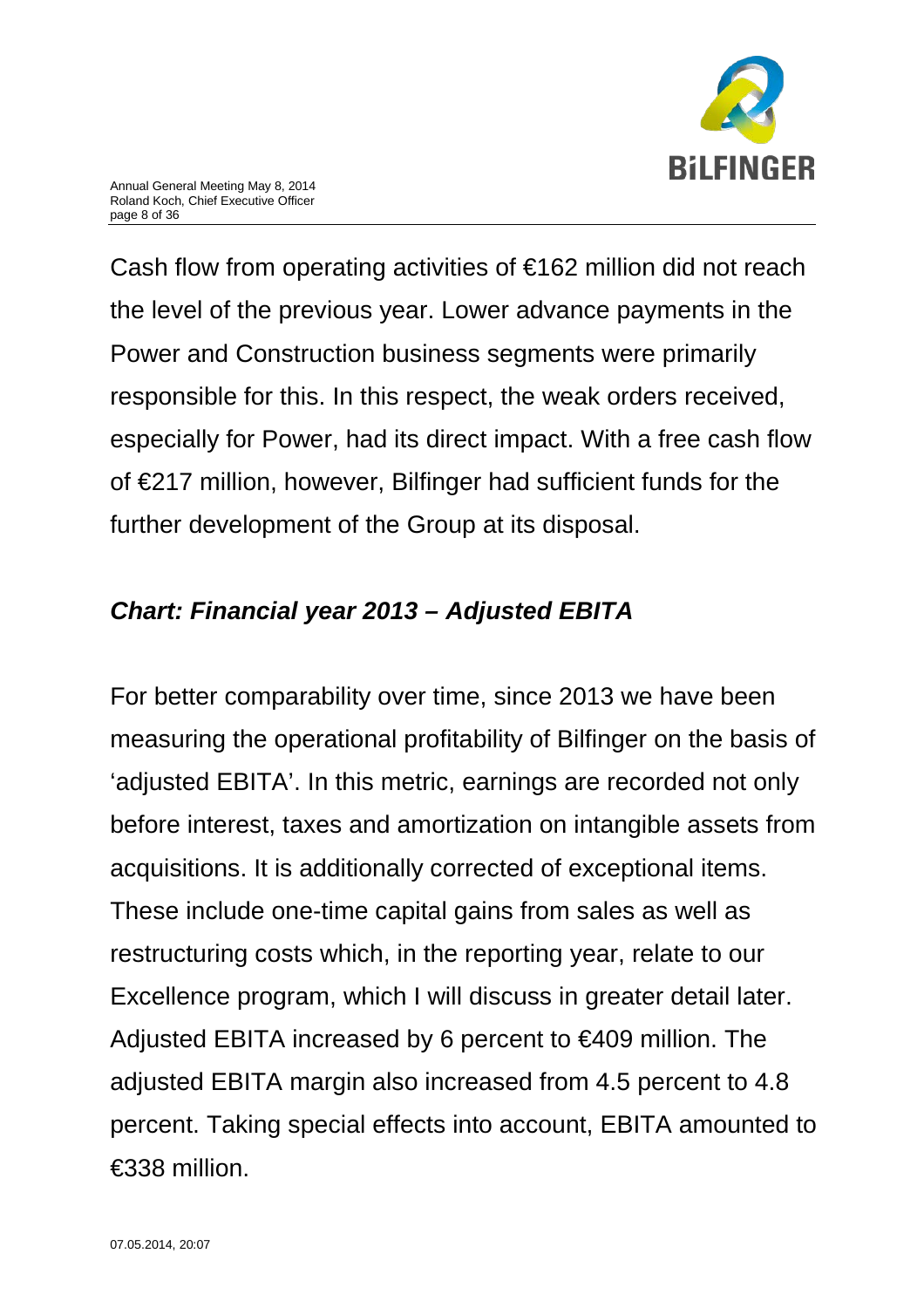Cash flow from operating activities of €162 million did not reach the level of the previous year. Lower advance payments in the Power and Construction business segments were primarily responsible for this. In this respect, the weak orders received, especially for Power, had its direct impact. With a free cash flow of €217 million, however, Bilfinger had sufficient funds for the further development of the Group at its disposal.

***Chart: Financial year 2013 – Adjusted EBITA***

For better comparability over time, since 2013 we have been measuring the operational profitability of Bilfinger on the basis of 'adjusted EBITA'. In this metric, earnings are recorded not only before interest, taxes and amortization on intangible assets from acquisitions. It is additionally corrected of exceptional items. These include one-time capital gains from sales as well as restructuring costs which, in the reporting year, relate to our Excellence program, which I will discuss in greater detail later. Adjusted EBITA increased by 6 percent to €409 million. The adjusted EBITA margin also increased from 4.5 percent to 4.8 percent. Taking special effects into account, EBITA amounted to €338 million.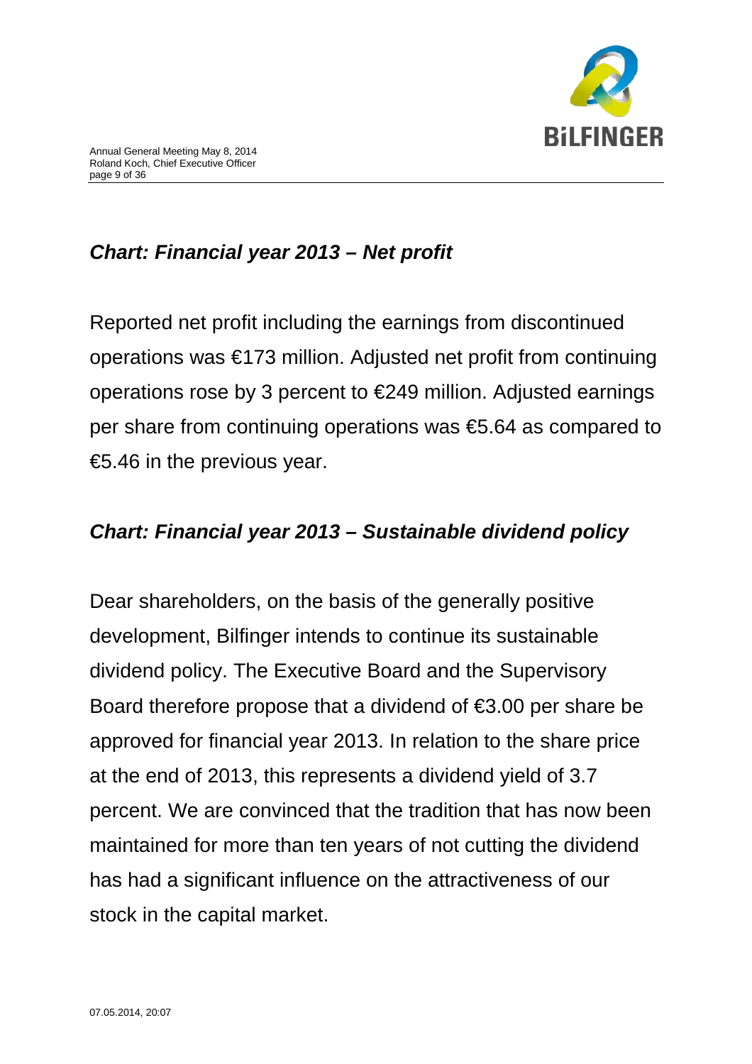## *Chart: Financial year 2013 – Net profit*

Reported net profit including the earnings from discontinued operations was €173 million. Adjusted net profit from continuing operations rose by 3 percent to €249 million. Adjusted earnings per share from continuing operations was €5.64 as compared to €5.46 in the previous year.

## *Chart: Financial year 2013 – Sustainable dividend policy*

Dear shareholders, on the basis of the generally positive development, Bilfinger intends to continue its sustainable dividend policy. The Executive Board and the Supervisory Board therefore propose that a dividend of €3.00 per share be approved for financial year 2013. In relation to the share price at the end of 2013, this represents a dividend yield of 3.7 percent. We are convinced that the tradition that has now been maintained for more than ten years of not cutting the dividend has had a significant influence on the attractiveness of our stock in the capital market.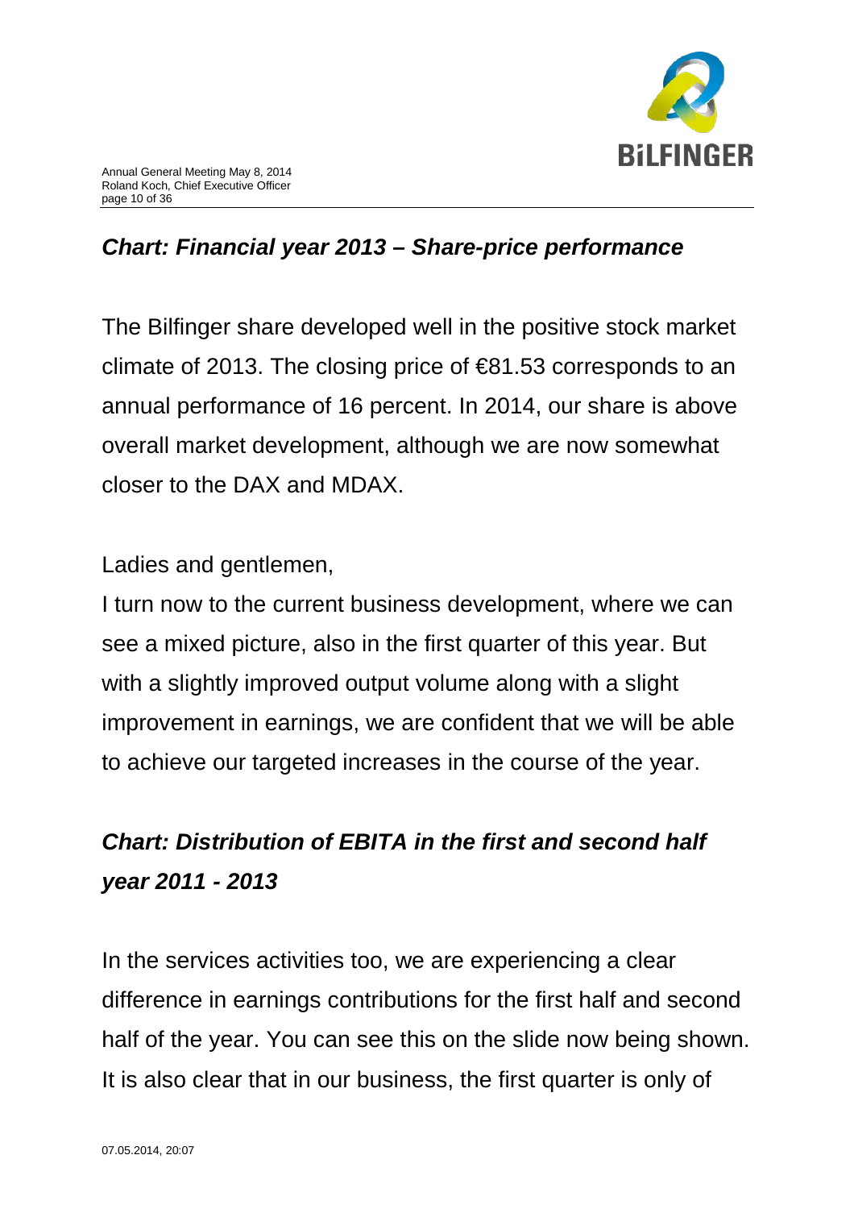***Chart: Financial year 2013 – Share-price performance***

The Bilfinger share developed well in the positive stock market climate of 2013. The closing price of €81.53 corresponds to an annual performance of 16 percent. In 2014, our share is above overall market development, although we are now somewhat closer to the DAX and MDAX.

Ladies and gentlemen,

I turn now to the current business development, where we can see a mixed picture, also in the first quarter of this year. But with a slightly improved output volume along with a slight improvement in earnings, we are confident that we will be able to achieve our targeted increases in the course of the year.

***Chart: Distribution of EBITA in the first and second half year 2011 - 2013***

In the services activities too, we are experiencing a clear difference in earnings contributions for the first half and second half of the year. You can see this on the slide now being shown. It is also clear that in our business, the first quarter is only of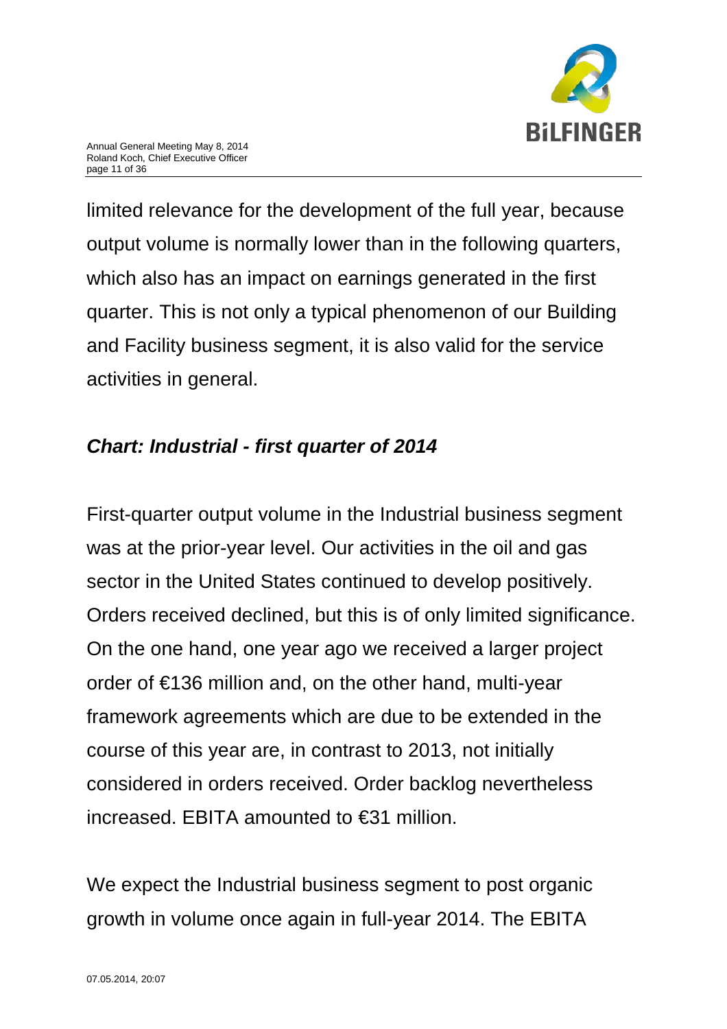limited relevance for the development of the full year, because output volume is normally lower than in the following quarters, which also has an impact on earnings generated in the first quarter. This is not only a typical phenomenon of our Building and Facility business segment, it is also valid for the service activities in general.

***Chart: Industrial - first quarter of 2014***

First-quarter output volume in the Industrial business segment was at the prior-year level. Our activities in the oil and gas sector in the United States continued to develop positively. Orders received declined, but this is of only limited significance. On the one hand, one year ago we received a larger project order of €136 million and, on the other hand, multi-year framework agreements which are due to be extended in the course of this year are, in contrast to 2013, not initially considered in orders received. Order backlog nevertheless increased. EBITA amounted to €31 million.

We expect the Industrial business segment to post organic growth in volume once again in full-year 2014. The EBITA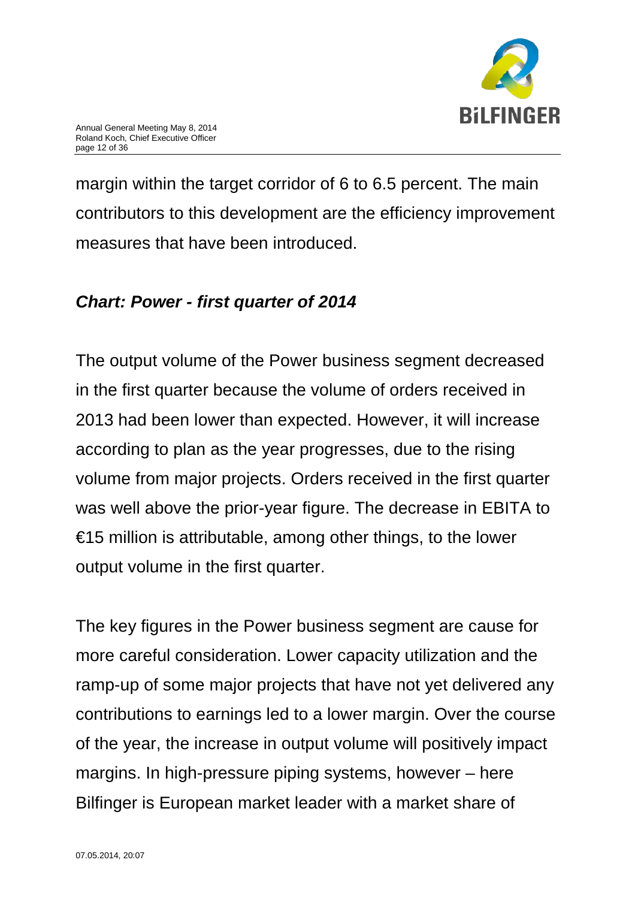margin within the target corridor of 6 to 6.5 percent. The main contributors to this development are the efficiency improvement measures that have been introduced.

***Chart: Power - first quarter of 2014***

The output volume of the Power business segment decreased in the first quarter because the volume of orders received in 2013 had been lower than expected. However, it will increase according to plan as the year progresses, due to the rising volume from major projects. Orders received in the first quarter was well above the prior-year figure. The decrease in EBITA to €15 million is attributable, among other things, to the lower output volume in the first quarter.

The key figures in the Power business segment are cause for more careful consideration. Lower capacity utilization and the ramp-up of some major projects that have not yet delivered any contributions to earnings led to a lower margin. Over the course of the year, the increase in output volume will positively impact margins. In high-pressure piping systems, however – here Bilfinger is European market leader with a market share of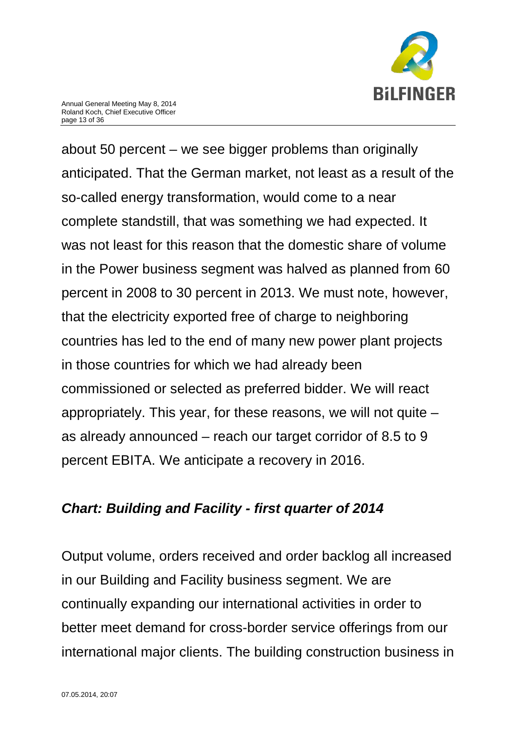about 50 percent – we see bigger problems than originally anticipated. That the German market, not least as a result of the so-called energy transformation, would come to a near complete standstill, that was something we had expected. It was not least for this reason that the domestic share of volume in the Power business segment was halved as planned from 60 percent in 2008 to 30 percent in 2013. We must note, however, that the electricity exported free of charge to neighboring countries has led to the end of many new power plant projects in those countries for which we had already been commissioned or selected as preferred bidder. We will react appropriately. This year, for these reasons, we will not quite – as already announced – reach our target corridor of 8.5 to 9 percent EBITA. We anticipate a recovery in 2016.

***Chart: Building and Facility - first quarter of 2014***

Output volume, orders received and order backlog all increased in our Building and Facility business segment. We are continually expanding our international activities in order to better meet demand for cross-border service offerings from our international major clients. The building construction business in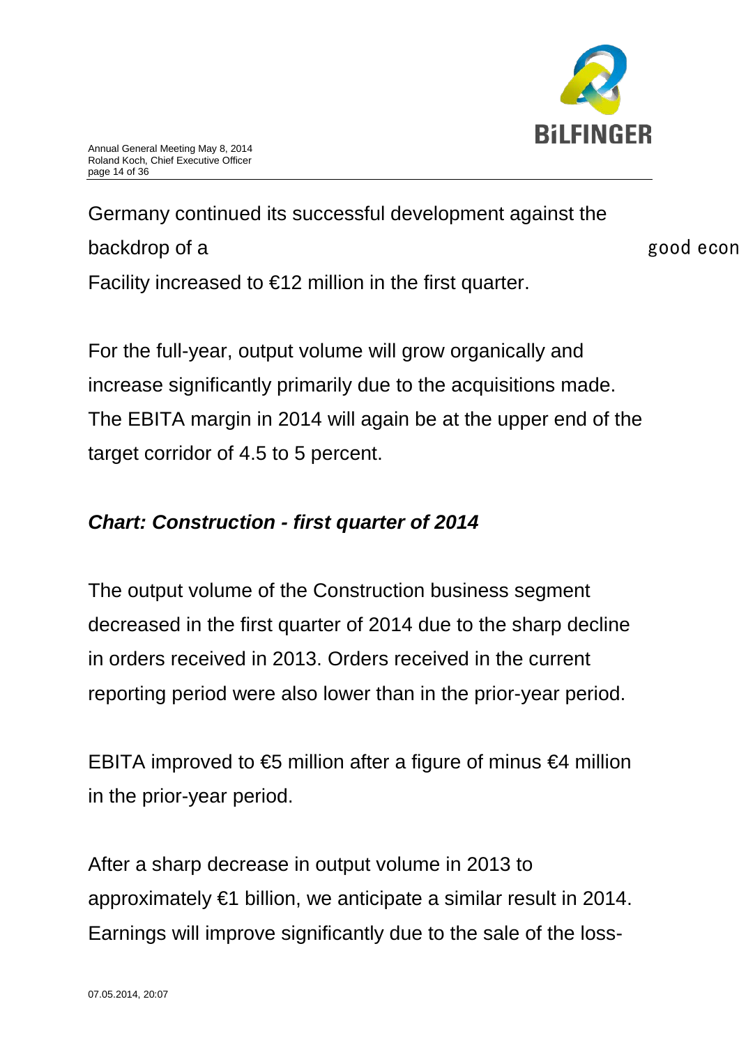Germany continued its successful development against the backdrop of a good econ

Facility increased to €12 million in the first quarter.

For the full-year, output volume will grow organically and increase significantly primarily due to the acquisitions made. The EBITA margin in 2014 will again be at the upper end of the target corridor of 4.5 to 5 percent.

***Chart: Construction - first quarter of 2014***

The output volume of the Construction business segment decreased in the first quarter of 2014 due to the sharp decline in orders received in 2013. Orders received in the current reporting period were also lower than in the prior-year period.

EBITA improved to €5 million after a figure of minus €4 million in the prior-year period.

After a sharp decrease in output volume in 2013 to approximately €1 billion, we anticipate a similar result in 2014. Earnings will improve significantly due to the sale of the loss-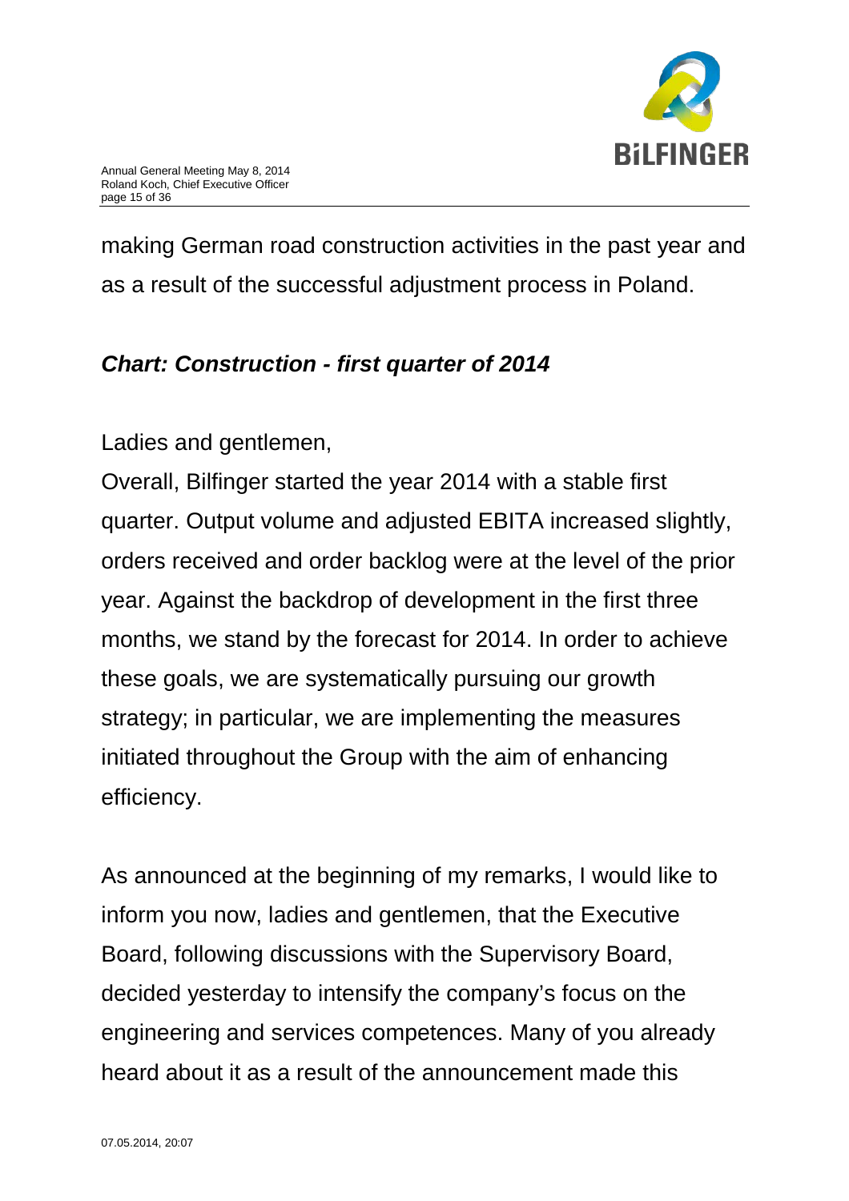making German road construction activities in the past year and as a result of the successful adjustment process in Poland.

***Chart: Construction - first quarter of 2014***

Ladies and gentlemen,

Overall, Bilfinger started the year 2014 with a stable first quarter. Output volume and adjusted EBITA increased slightly, orders received and order backlog were at the level of the prior year. Against the backdrop of development in the first three months, we stand by the forecast for 2014. In order to achieve these goals, we are systematically pursuing our growth strategy; in particular, we are implementing the measures initiated throughout the Group with the aim of enhancing efficiency.

As announced at the beginning of my remarks, I would like to inform you now, ladies and gentlemen, that the Executive Board, following discussions with the Supervisory Board, decided yesterday to intensify the company's focus on the engineering and services competences. Many of you already heard about it as a result of the announcement made this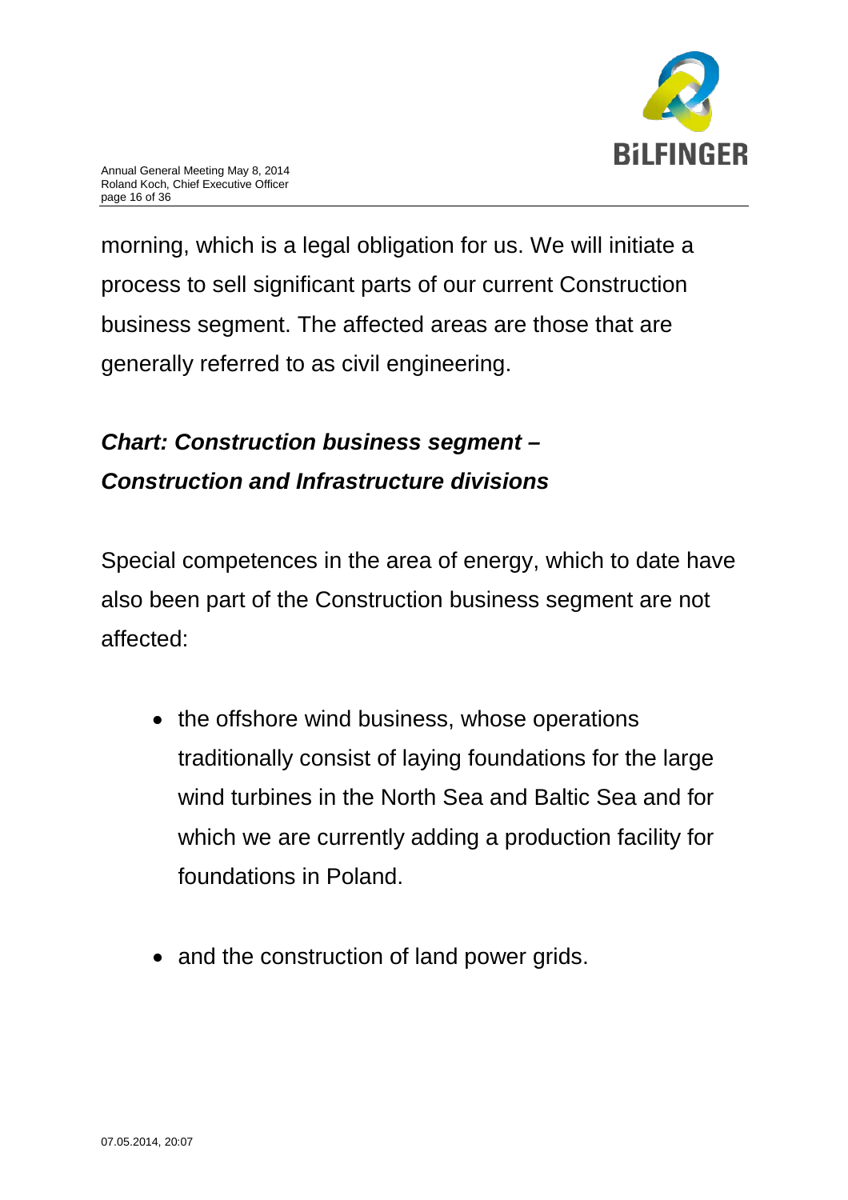morning, which is a legal obligation for us. We will initiate a process to sell significant parts of our current Construction business segment. The affected areas are those that are generally referred to as civil engineering.

***Chart: Construction business segment – Construction and Infrastructure divisions***

Special competences in the area of energy, which to date have also been part of the Construction business segment are not affected:

- the offshore wind business, whose operations traditionally consist of laying foundations for the large wind turbines in the North Sea and Baltic Sea and for which we are currently adding a production facility for foundations in Poland.

- and the construction of land power grids.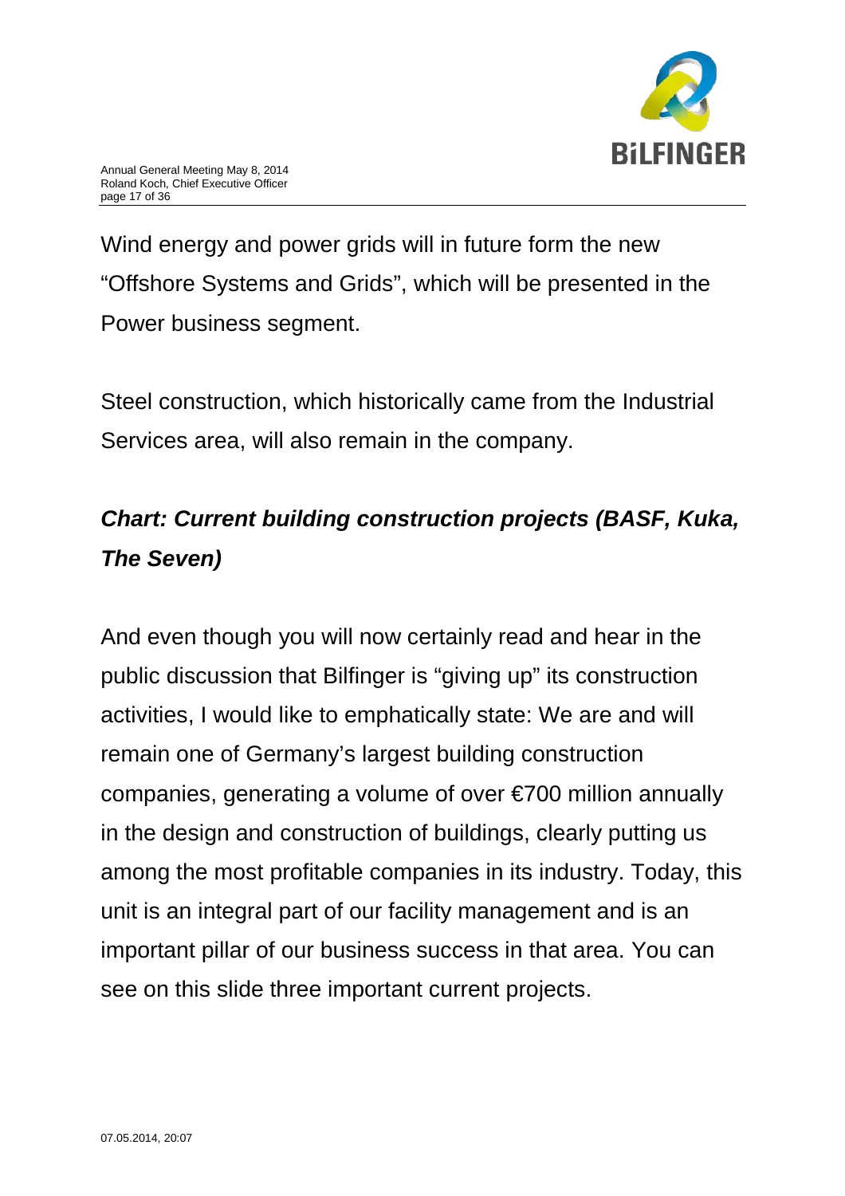Wind energy and power grids will in future form the new “Offshore Systems and Grids”, which will be presented in the Power business segment.

Steel construction, which historically came from the Industrial Services area, will also remain in the company.

***Chart: Current building construction projects (BASF, Kuka, The Seven)***

And even though you will now certainly read and hear in the public discussion that Bilfinger is “giving up” its construction activities, I would like to emphatically state: We are and will remain one of Germany’s largest building construction companies, generating a volume of over €700 million annually in the design and construction of buildings, clearly putting us among the most profitable companies in its industry. Today, this unit is an integral part of our facility management and is an important pillar of our business success in that area. You can see on this slide three important current projects.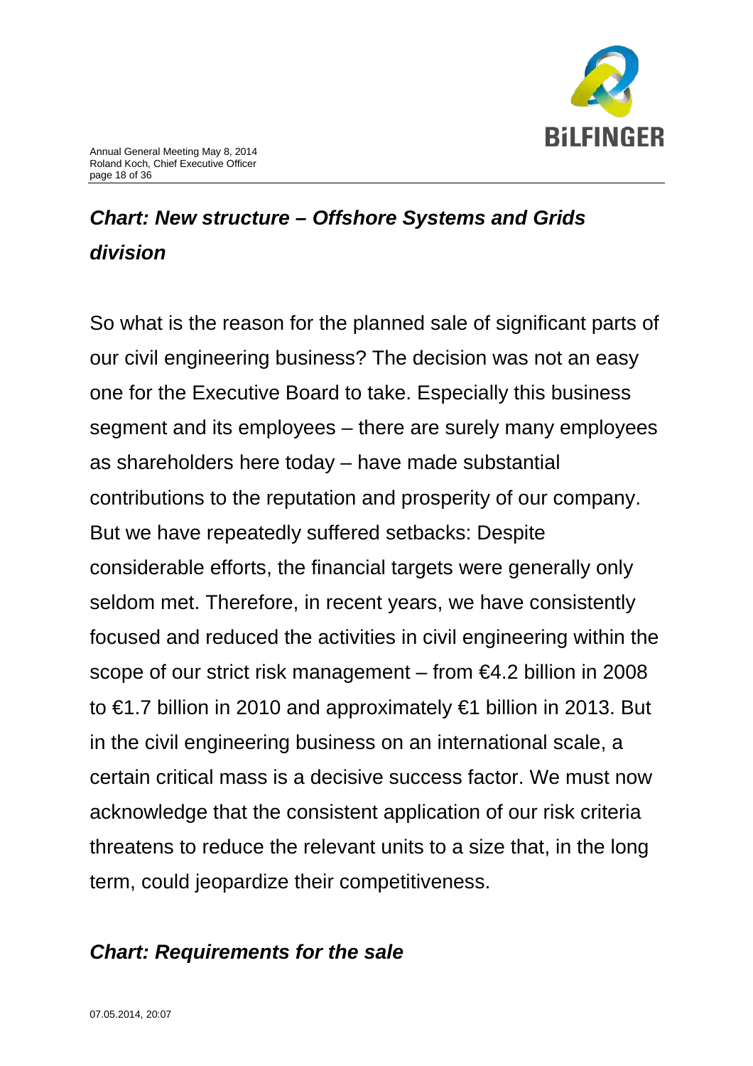***Chart: New structure – Offshore Systems and Grids division***

So what is the reason for the planned sale of significant parts of our civil engineering business? The decision was not an easy one for the Executive Board to take. Especially this business segment and its employees – there are surely many employees as shareholders here today – have made substantial contributions to the reputation and prosperity of our company. But we have repeatedly suffered setbacks: Despite considerable efforts, the financial targets were generally only seldom met. Therefore, in recent years, we have consistently focused and reduced the activities in civil engineering within the scope of our strict risk management – from €4.2 billion in 2008 to €1.7 billion in 2010 and approximately €1 billion in 2013. But in the civil engineering business on an international scale, a certain critical mass is a decisive success factor. We must now acknowledge that the consistent application of our risk criteria threatens to reduce the relevant units to a size that, in the long term, could jeopardize their competitiveness.

***Chart: Requirements for the sale***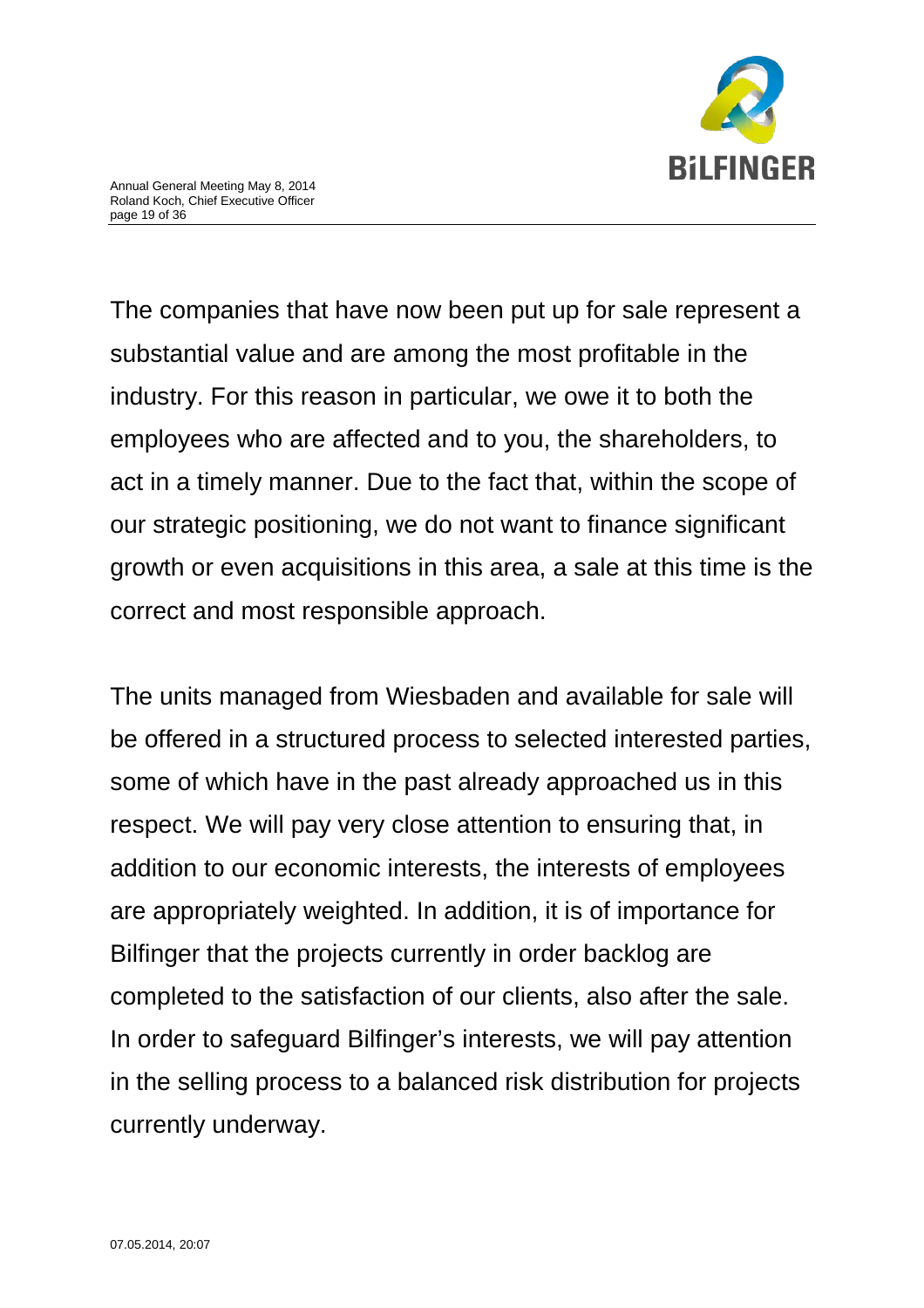The companies that have now been put up for sale represent a substantial value and are among the most profitable in the industry. For this reason in particular, we owe it to both the employees who are affected and to you, the shareholders, to act in a timely manner. Due to the fact that, within the scope of our strategic positioning, we do not want to finance significant growth or even acquisitions in this area, a sale at this time is the correct and most responsible approach.

The units managed from Wiesbaden and available for sale will be offered in a structured process to selected interested parties, some of which have in the past already approached us in this respect. We will pay very close attention to ensuring that, in addition to our economic interests, the interests of employees are appropriately weighted. In addition, it is of importance for Bilfinger that the projects currently in order backlog are completed to the satisfaction of our clients, also after the sale. In order to safeguard Bilfinger's interests, we will pay attention in the selling process to a balanced risk distribution for projects currently underway.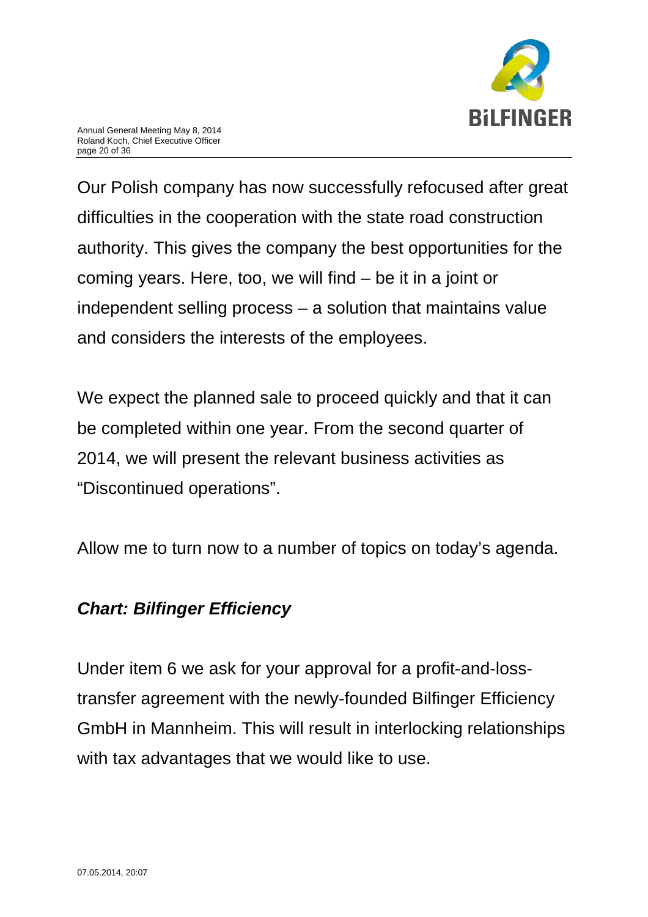Our Polish company has now successfully refocused after great difficulties in the cooperation with the state road construction authority. This gives the company the best opportunities for the coming years. Here, too, we will find – be it in a joint or independent selling process – a solution that maintains value and considers the interests of the employees.

We expect the planned sale to proceed quickly and that it can be completed within one year. From the second quarter of 2014, we will present the relevant business activities as "Discontinued operations".

Allow me to turn now to a number of topics on today's agenda.

***Chart: Bilfinger Efficiency***

Under item 6 we ask for your approval for a profit-and-loss-transfer agreement with the newly-founded Bilfinger Efficiency GmbH in Mannheim. This will result in interlocking relationships with tax advantages that we would like to use.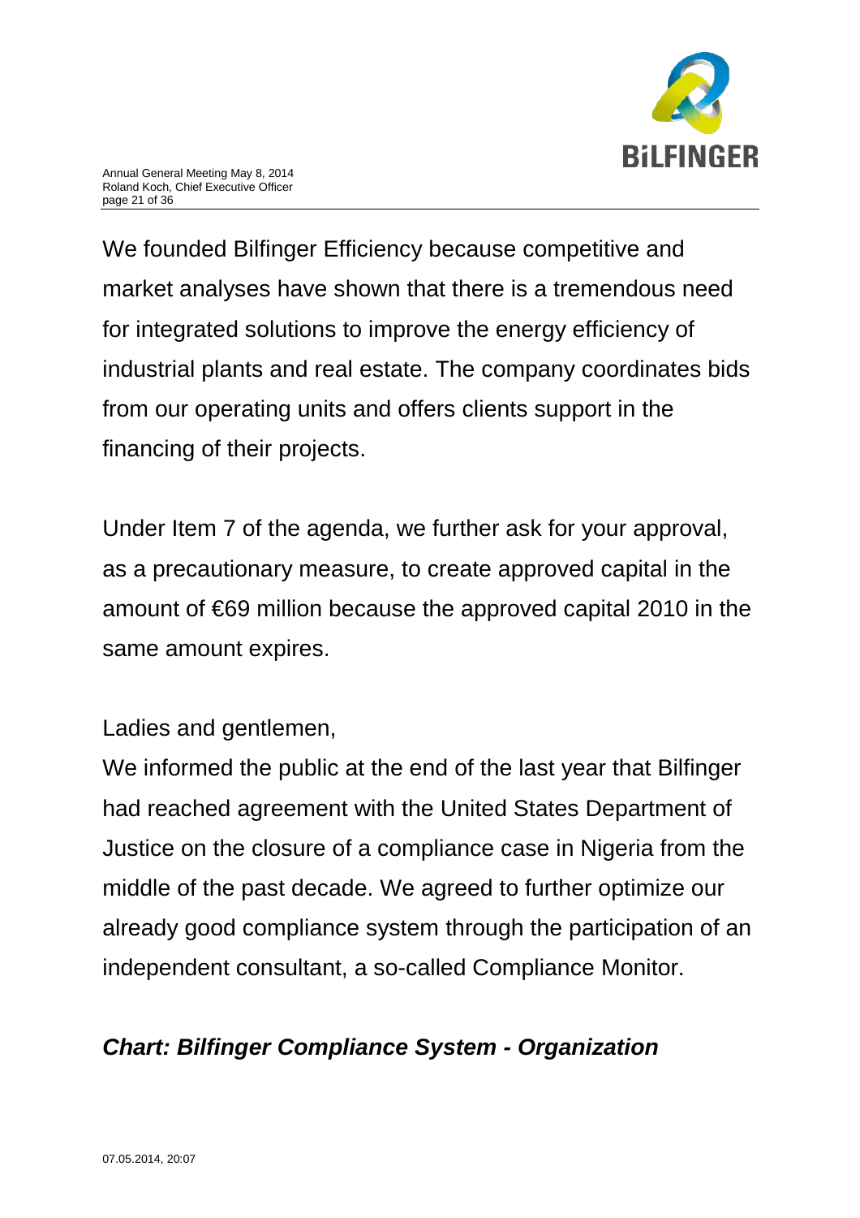We founded Bilfinger Efficiency because competitive and market analyses have shown that there is a tremendous need for integrated solutions to improve the energy efficiency of industrial plants and real estate. The company coordinates bids from our operating units and offers clients support in the financing of their projects.

Under Item 7 of the agenda, we further ask for your approval, as a precautionary measure, to create approved capital in the amount of €69 million because the approved capital 2010 in the same amount expires.

Ladies and gentlemen,

We informed the public at the end of the last year that Bilfinger had reached agreement with the United States Department of Justice on the closure of a compliance case in Nigeria from the middle of the past decade. We agreed to further optimize our already good compliance system through the participation of an independent consultant, a so-called Compliance Monitor.

***Chart: Bilfinger Compliance System - Organization***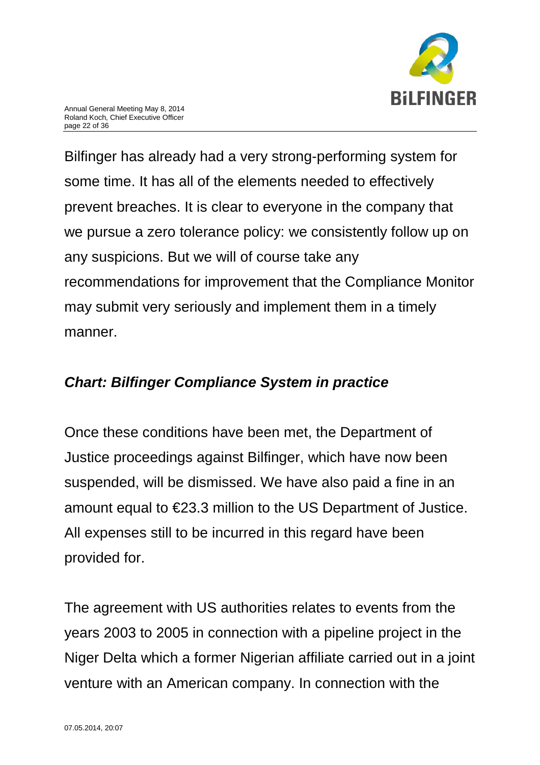Bilfinger has already had a very strong-performing system for some time. It has all of the elements needed to effectively prevent breaches. It is clear to everyone in the company that we pursue a zero tolerance policy: we consistently follow up on any suspicions. But we will of course take any recommendations for improvement that the Compliance Monitor may submit very seriously and implement them in a timely manner.

***Chart: Bilfinger Compliance System in practice***

Once these conditions have been met, the Department of Justice proceedings against Bilfinger, which have now been suspended, will be dismissed. We have also paid a fine in an amount equal to €23.3 million to the US Department of Justice. All expenses still to be incurred in this regard have been provided for.

The agreement with US authorities relates to events from the years 2003 to 2005 in connection with a pipeline project in the Niger Delta which a former Nigerian affiliate carried out in a joint venture with an American company. In connection with the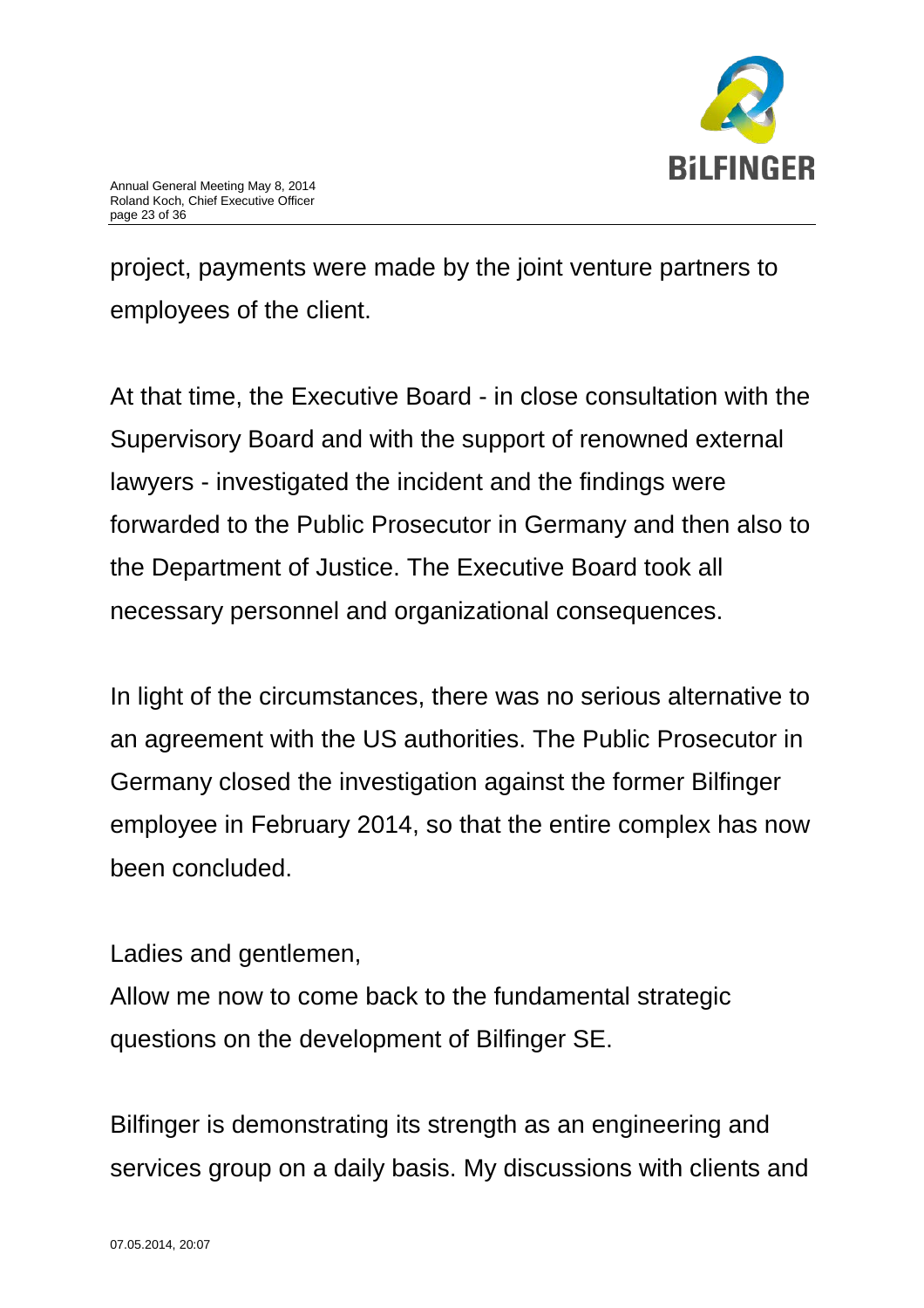project, payments were made by the joint venture partners to employees of the client.

At that time, the Executive Board - in close consultation with the Supervisory Board and with the support of renowned external lawyers - investigated the incident and the findings were forwarded to the Public Prosecutor in Germany and then also to the Department of Justice. The Executive Board took all necessary personnel and organizational consequences.

In light of the circumstances, there was no serious alternative to an agreement with the US authorities. The Public Prosecutor in Germany closed the investigation against the former Bilfinger employee in February 2014, so that the entire complex has now been concluded.

Ladies and gentlemen,

Allow me now to come back to the fundamental strategic questions on the development of Bilfinger SE.

Bilfinger is demonstrating its strength as an engineering and services group on a daily basis. My discussions with clients and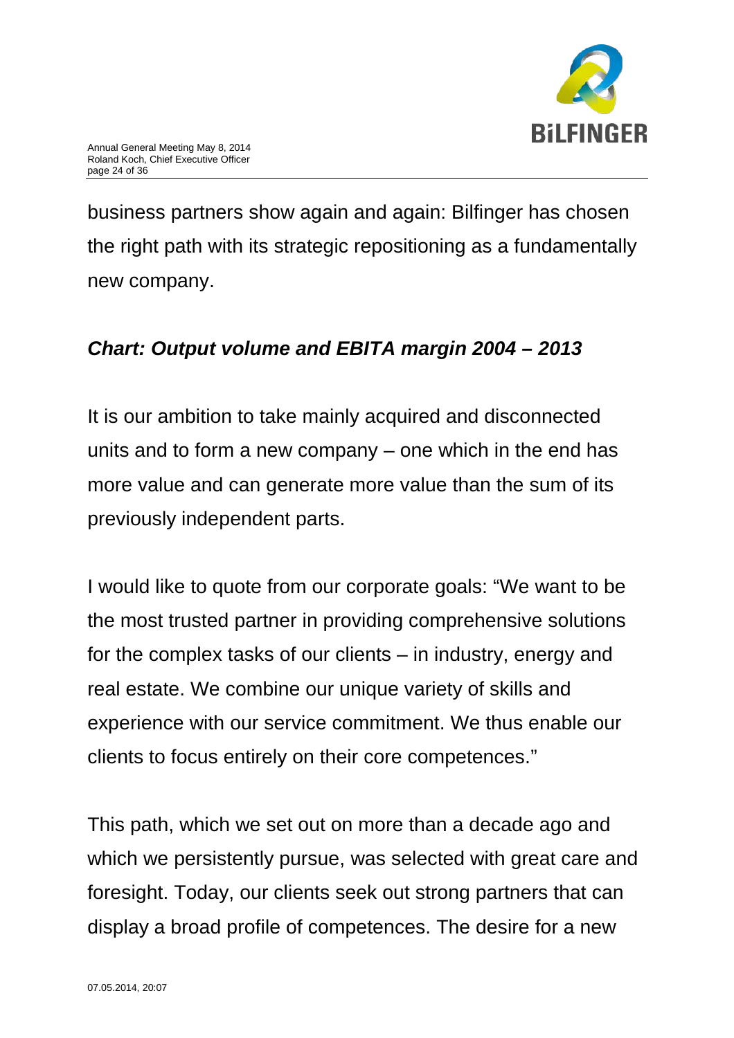business partners show again and again: Bilfinger has chosen the right path with its strategic repositioning as a fundamentally new company.

***Chart: Output volume and EBITA margin 2004 – 2013***

It is our ambition to take mainly acquired and disconnected units and to form a new company – one which in the end has more value and can generate more value than the sum of its previously independent parts.

I would like to quote from our corporate goals: "We want to be the most trusted partner in providing comprehensive solutions for the complex tasks of our clients – in industry, energy and real estate. We combine our unique variety of skills and experience with our service commitment. We thus enable our clients to focus entirely on their core competences."

This path, which we set out on more than a decade ago and which we persistently pursue, was selected with great care and foresight. Today, our clients seek out strong partners that can display a broad profile of competences. The desire for a new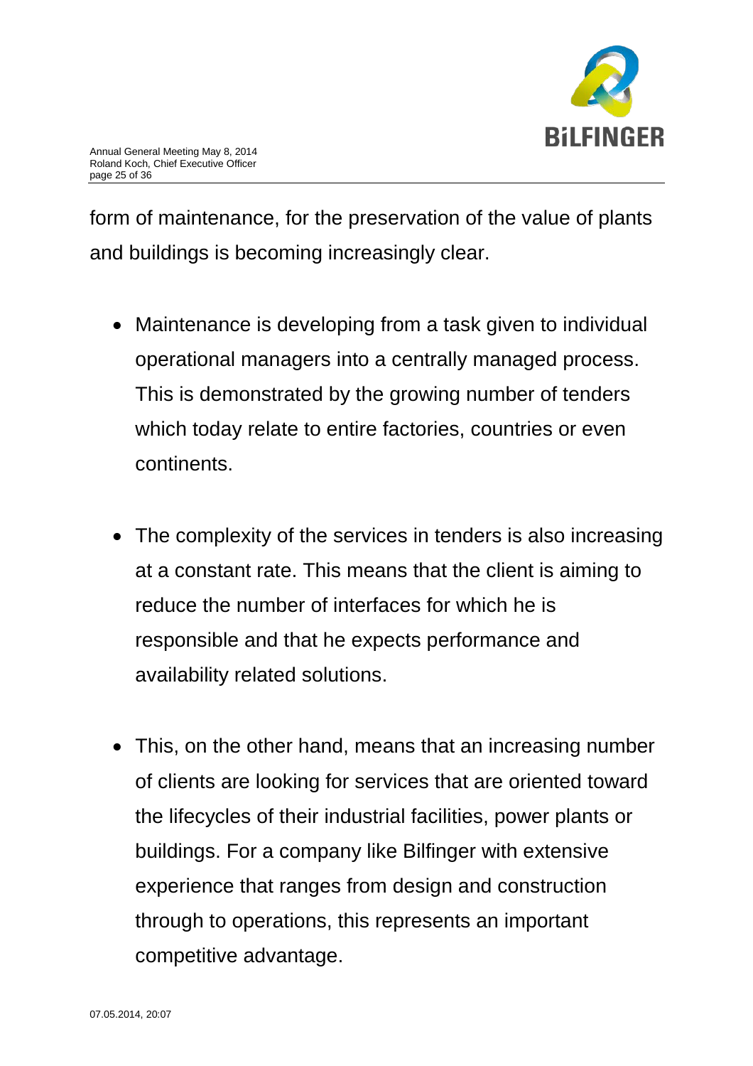form of maintenance, for the preservation of the value of plants and buildings is becoming increasingly clear.

- Maintenance is developing from a task given to individual operational managers into a centrally managed process. This is demonstrated by the growing number of tenders which today relate to entire factories, countries or even continents.

- The complexity of the services in tenders is also increasing at a constant rate. This means that the client is aiming to reduce the number of interfaces for which he is responsible and that he expects performance and availability related solutions.

- This, on the other hand, means that an increasing number of clients are looking for services that are oriented toward the lifecycles of their industrial facilities, power plants or buildings. For a company like Bilfinger with extensive experience that ranges from design and construction through to operations, this represents an important competitive advantage.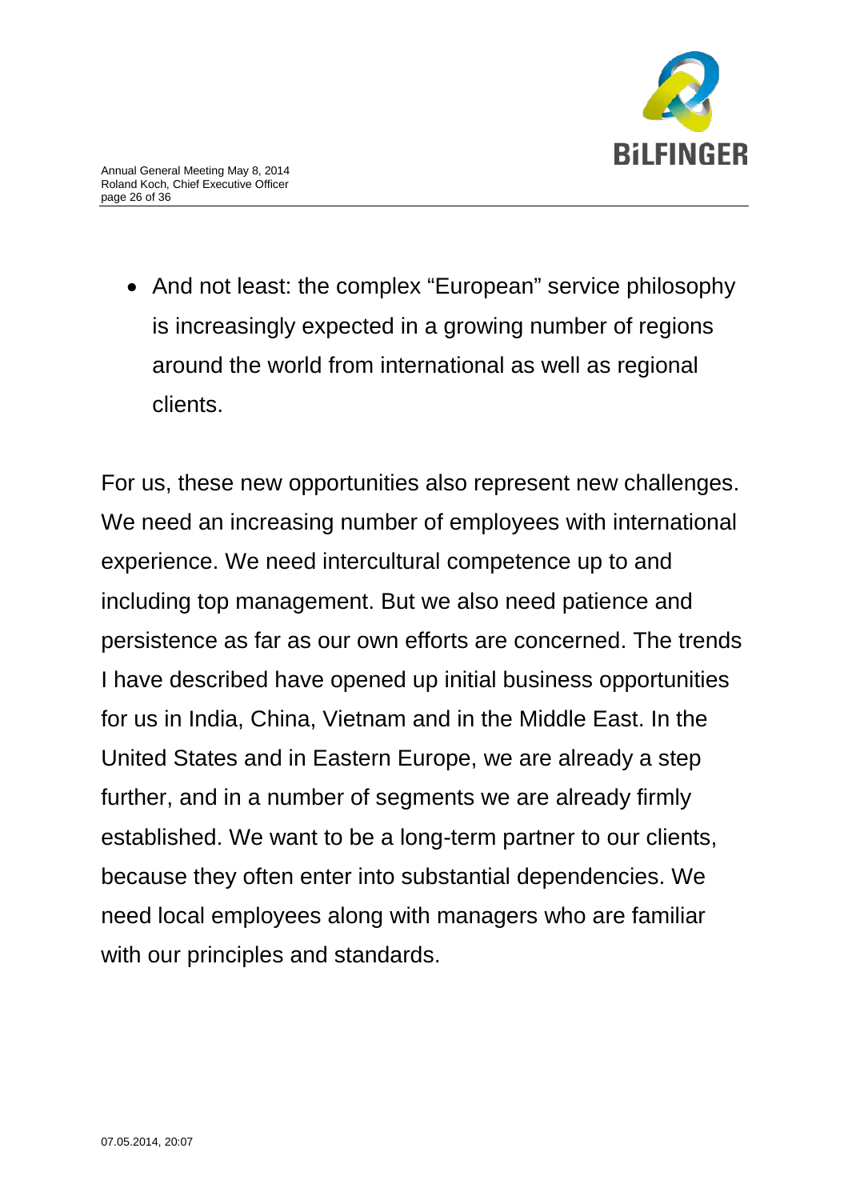- And not least: the complex “European” service philosophy is increasingly expected in a growing number of regions around the world from international as well as regional clients.

For us, these new opportunities also represent new challenges. We need an increasing number of employees with international experience. We need intercultural competence up to and including top management. But we also need patience and persistence as far as our own efforts are concerned. The trends I have described have opened up initial business opportunities for us in India, China, Vietnam and in the Middle East. In the United States and in Eastern Europe, we are already a step further, and in a number of segments we are already firmly established. We want to be a long-term partner to our clients, because they often enter into substantial dependencies. We need local employees along with managers who are familiar with our principles and standards.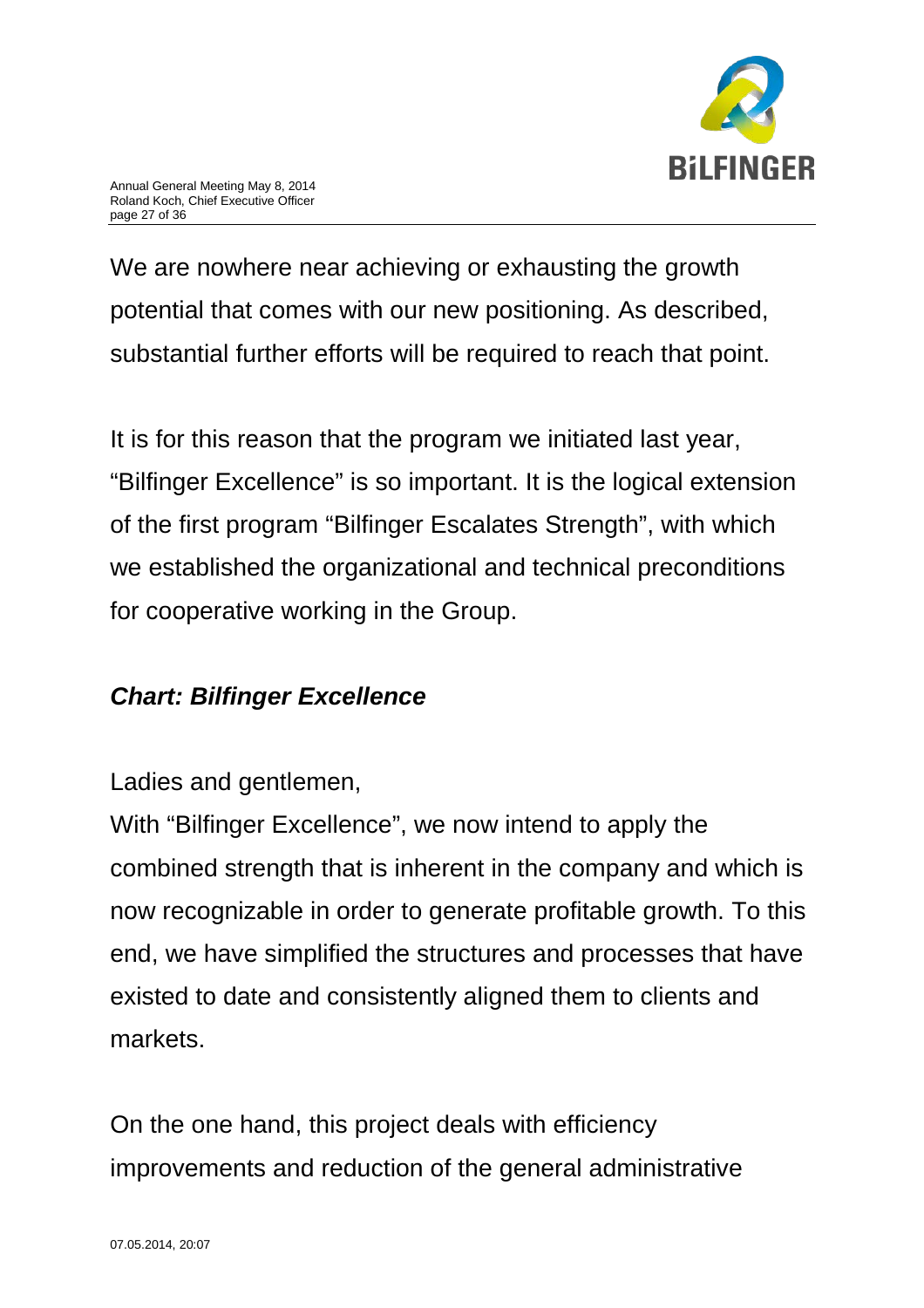We are nowhere near achieving or exhausting the growth potential that comes with our new positioning. As described, substantial further efforts will be required to reach that point.

It is for this reason that the program we initiated last year, “Bilfinger Excellence” is so important. It is the logical extension of the first program “Bilfinger Escalates Strength”, with which we established the organizational and technical preconditions for cooperative working in the Group.

***Chart: Bilfinger Excellence***

Ladies and gentlemen,
With “Bilfinger Excellence”, we now intend to apply the combined strength that is inherent in the company and which is now recognizable in order to generate profitable growth. To this end, we have simplified the structures and processes that have existed to date and consistently aligned them to clients and markets.

On the one hand, this project deals with efficiency improvements and reduction of the general administrative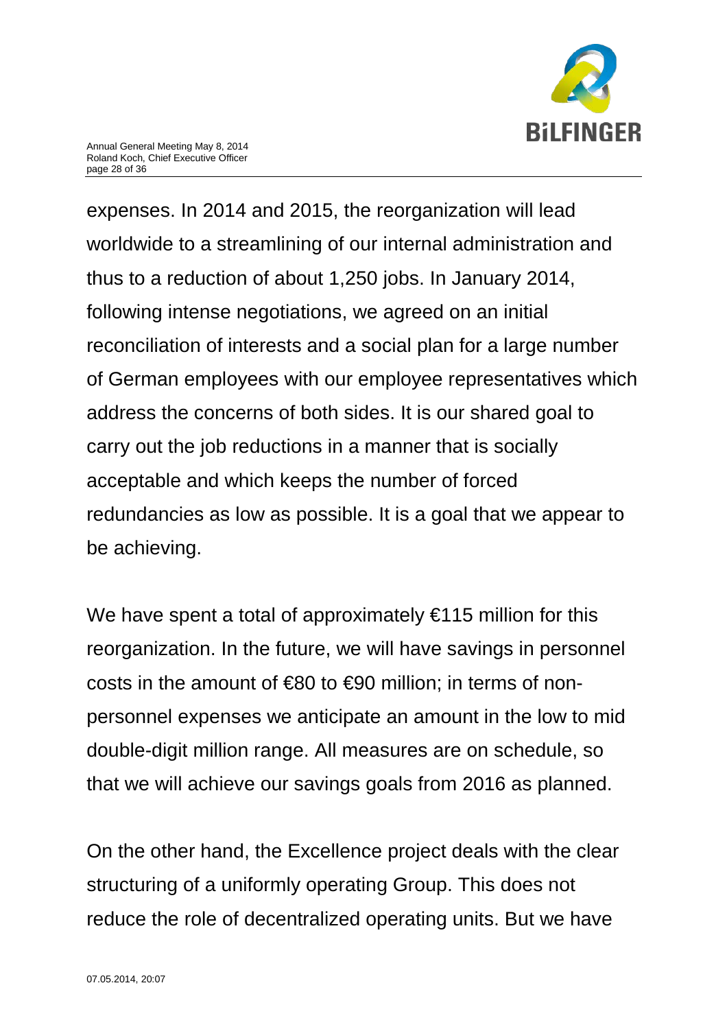expenses. In 2014 and 2015, the reorganization will lead worldwide to a streamlining of our internal administration and thus to a reduction of about 1,250 jobs. In January 2014, following intense negotiations, we agreed on an initial reconciliation of interests and a social plan for a large number of German employees with our employee representatives which address the concerns of both sides. It is our shared goal to carry out the job reductions in a manner that is socially acceptable and which keeps the number of forced redundancies as low as possible. It is a goal that we appear to be achieving.

We have spent a total of approximately €115 million for this reorganization. In the future, we will have savings in personnel costs in the amount of €80 to €90 million; in terms of non-personnel expenses we anticipate an amount in the low to mid double-digit million range. All measures are on schedule, so that we will achieve our savings goals from 2016 as planned.

On the other hand, the Excellence project deals with the clear structuring of a uniformly operating Group. This does not reduce the role of decentralized operating units. But we have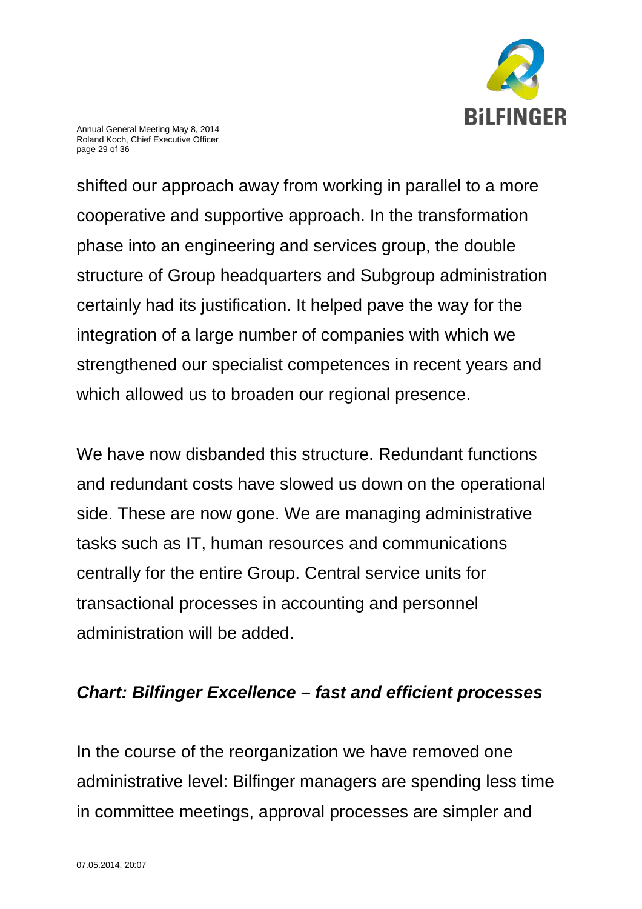shifted our approach away from working in parallel to a more cooperative and supportive approach. In the transformation phase into an engineering and services group, the double structure of Group headquarters and Subgroup administration certainly had its justification. It helped pave the way for the integration of a large number of companies with which we strengthened our specialist competences in recent years and which allowed us to broaden our regional presence.

We have now disbanded this structure. Redundant functions and redundant costs have slowed us down on the operational side. These are now gone. We are managing administrative tasks such as IT, human resources and communications centrally for the entire Group. Central service units for transactional processes in accounting and personnel administration will be added.

***Chart: Bilfinger Excellence – fast and efficient processes***

In the course of the reorganization we have removed one administrative level: Bilfinger managers are spending less time in committee meetings, approval processes are simpler and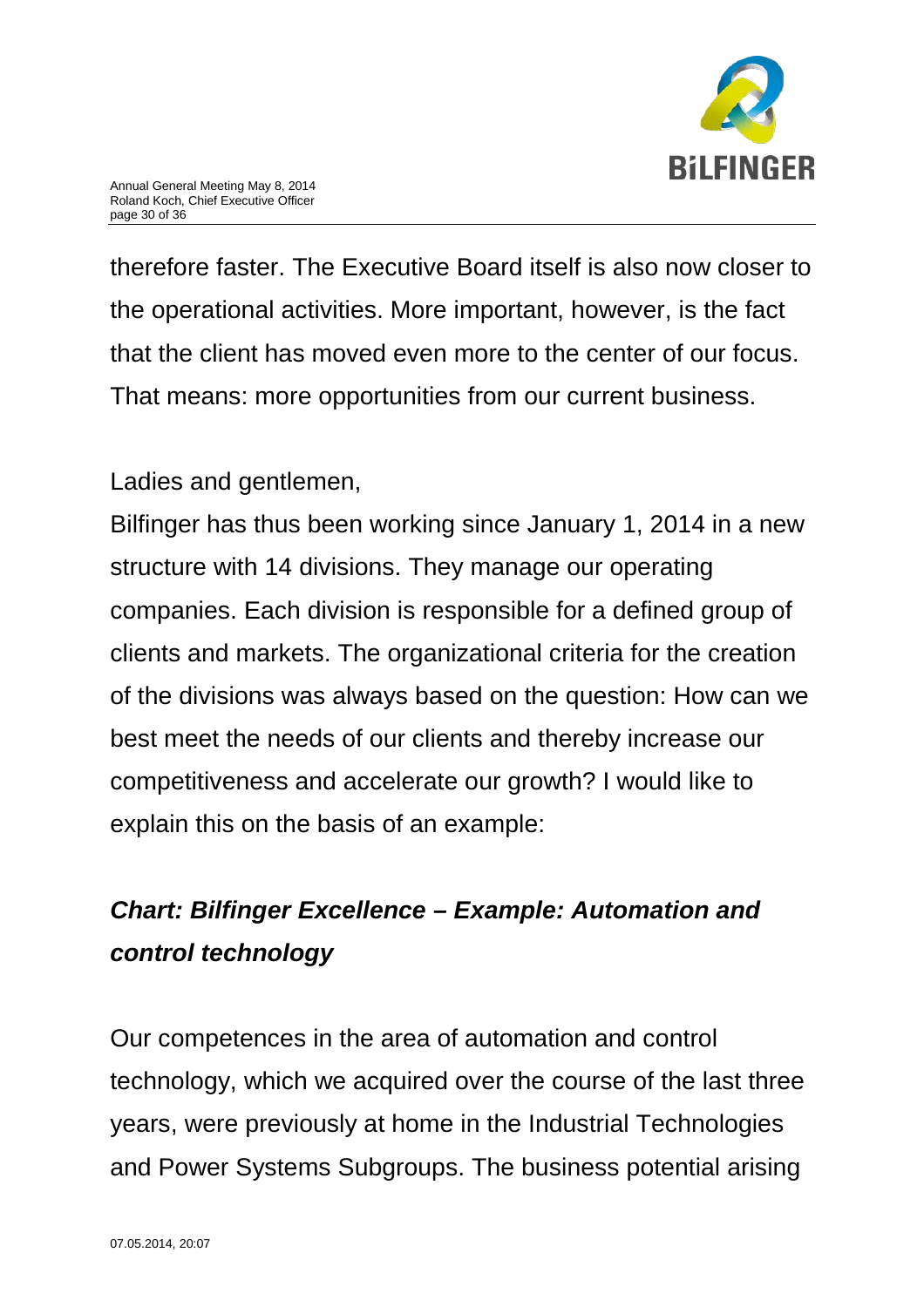therefore faster. The Executive Board itself is also now closer to the operational activities. More important, however, is the fact that the client has moved even more to the center of our focus. That means: more opportunities from our current business.

Ladies and gentlemen,

Bilfinger has thus been working since January 1, 2014 in a new structure with 14 divisions. They manage our operating companies. Each division is responsible for a defined group of clients and markets. The organizational criteria for the creation of the divisions was always based on the question: How can we best meet the needs of our clients and thereby increase our competitiveness and accelerate our growth? I would like to explain this on the basis of an example:

***Chart: Bilfinger Excellence – Example: Automation and control technology***

Our competences in the area of automation and control technology, which we acquired over the course of the last three years, were previously at home in the Industrial Technologies and Power Systems Subgroups. The business potential arising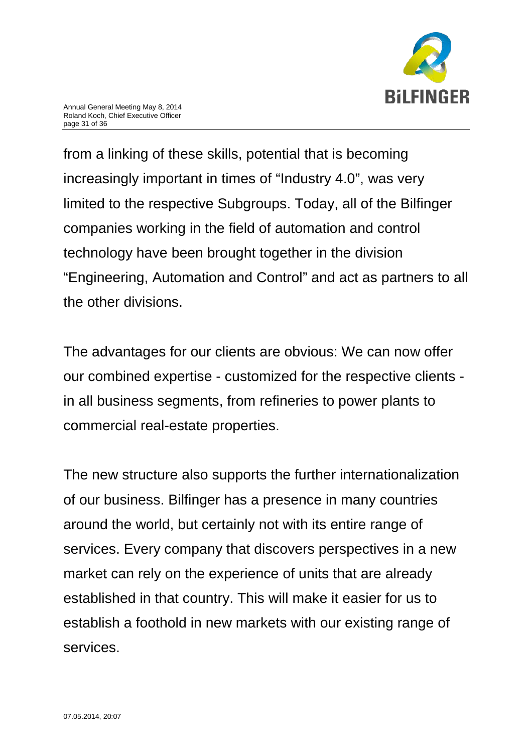from a linking of these skills, potential that is becoming increasingly important in times of “Industry 4.0”, was very limited to the respective Subgroups. Today, all of the Bilfinger companies working in the field of automation and control technology have been brought together in the division “Engineering, Automation and Control” and act as partners to all the other divisions.

The advantages for our clients are obvious: We can now offer our combined expertise - customized for the respective clients - in all business segments, from refineries to power plants to commercial real-estate properties.

The new structure also supports the further internationalization of our business. Bilfinger has a presence in many countries around the world, but certainly not with its entire range of services. Every company that discovers perspectives in a new market can rely on the experience of units that are already established in that country. This will make it easier for us to establish a foothold in new markets with our existing range of services.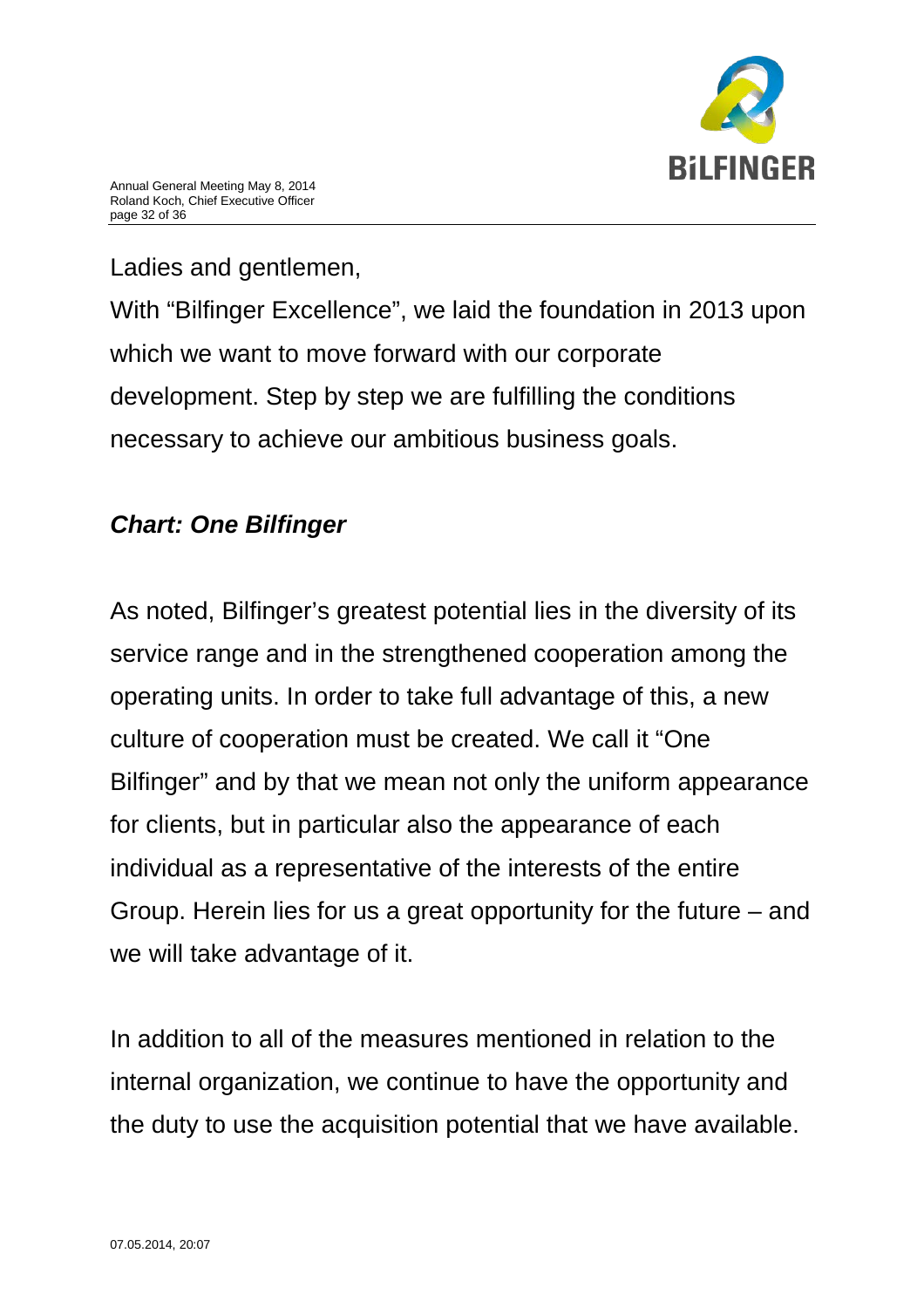Ladies and gentlemen,

With “Bilfinger Excellence”, we laid the foundation in 2013 upon which we want to move forward with our corporate development. Step by step we are fulfilling the conditions necessary to achieve our ambitious business goals.

***Chart: One Bilfinger***

As noted, Bilfinger’s greatest potential lies in the diversity of its service range and in the strengthened cooperation among the operating units. In order to take full advantage of this, a new culture of cooperation must be created. We call it “One Bilfinger” and by that we mean not only the uniform appearance for clients, but in particular also the appearance of each individual as a representative of the interests of the entire Group. Herein lies for us a great opportunity for the future – and we will take advantage of it.

In addition to all of the measures mentioned in relation to the internal organization, we continue to have the opportunity and the duty to use the acquisition potential that we have available.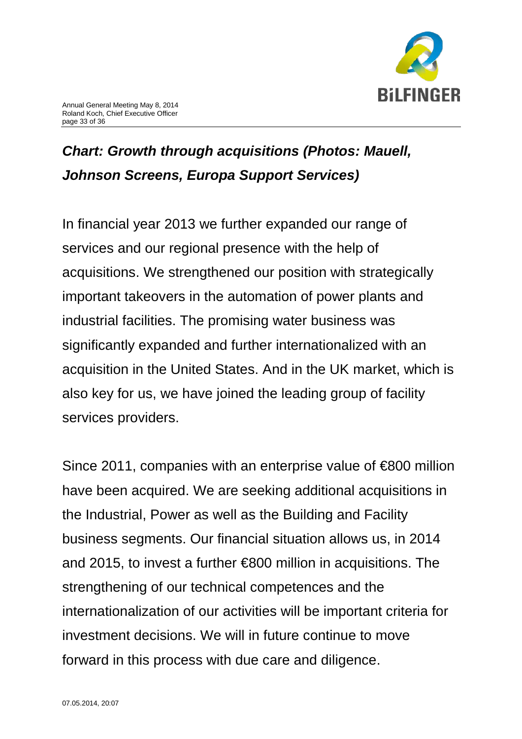***Chart: Growth through acquisitions (Photos: Mauell, Johnson Screens, Europa Support Services)***

In financial year 2013 we further expanded our range of services and our regional presence with the help of acquisitions. We strengthened our position with strategically important takeovers in the automation of power plants and industrial facilities. The promising water business was significantly expanded and further internationalized with an acquisition in the United States. And in the UK market, which is also key for us, we have joined the leading group of facility services providers.

Since 2011, companies with an enterprise value of €800 million have been acquired. We are seeking additional acquisitions in the Industrial, Power as well as the Building and Facility business segments. Our financial situation allows us, in 2014 and 2015, to invest a further €800 million in acquisitions. The strengthening of our technical competences and the internationalization of our activities will be important criteria for investment decisions. We will in future continue to move forward in this process with due care and diligence.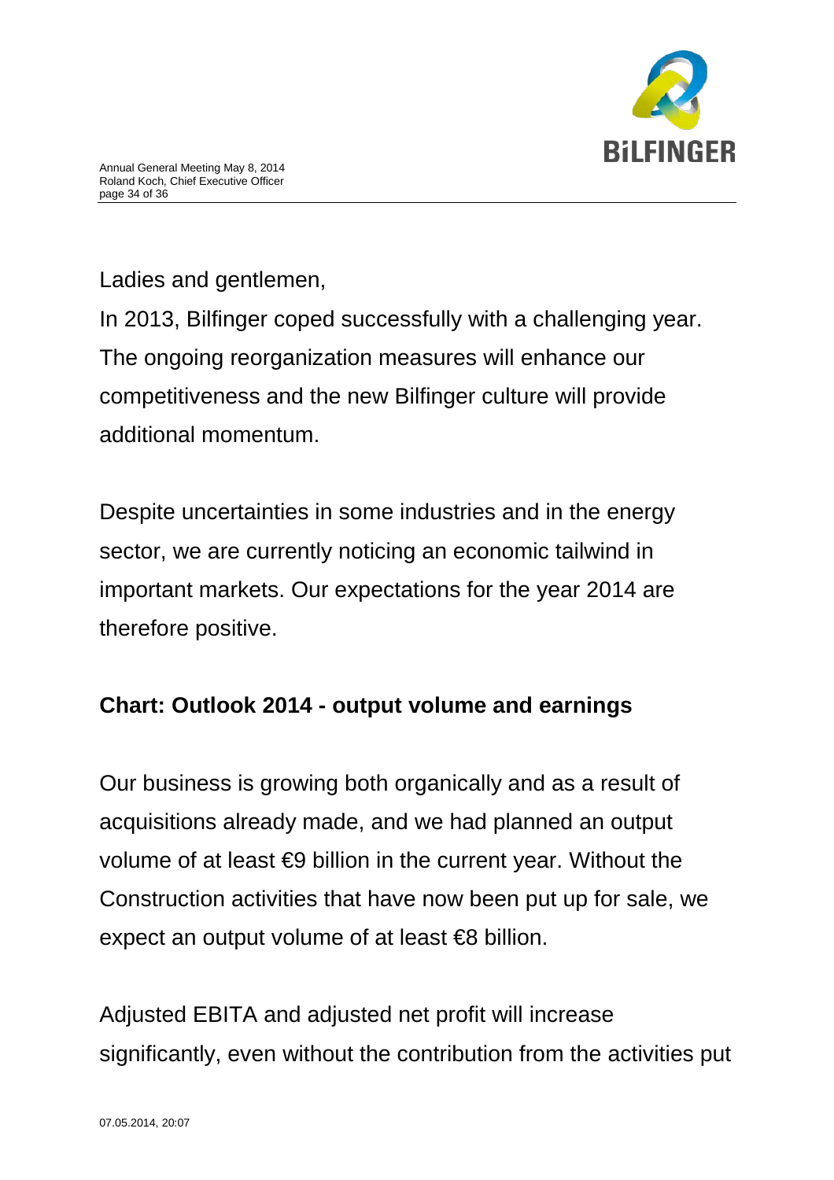Ladies and gentlemen,

In 2013, Bilfinger coped successfully with a challenging year. The ongoing reorganization measures will enhance our competitiveness and the new Bilfinger culture will provide additional momentum.

Despite uncertainties in some industries and in the energy sector, we are currently noticing an economic tailwind in important markets. Our expectations for the year 2014 are therefore positive.

**Chart: Outlook 2014 - output volume and earnings**

Our business is growing both organically and as a result of acquisitions already made, and we had planned an output volume of at least €9 billion in the current year. Without the Construction activities that have now been put up for sale, we expect an output volume of at least €8 billion.

Adjusted EBITA and adjusted net profit will increase significantly, even without the contribution from the activities put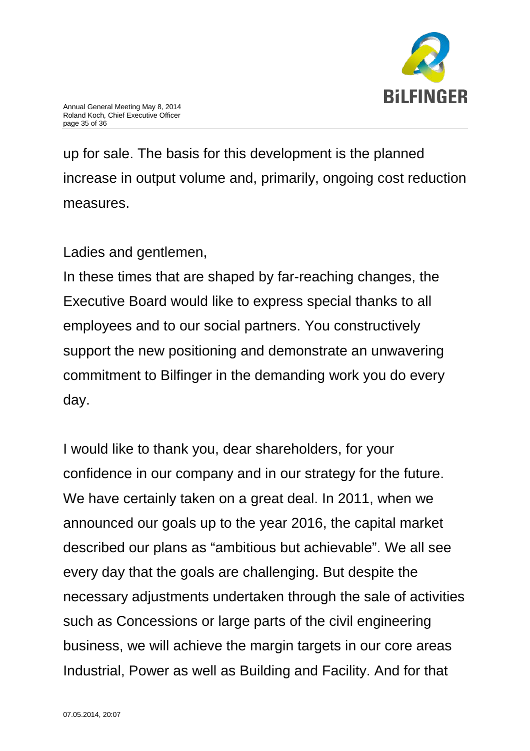up for sale. The basis for this development is the planned increase in output volume and, primarily, ongoing cost reduction measures.

Ladies and gentlemen,

In these times that are shaped by far-reaching changes, the Executive Board would like to express special thanks to all employees and to our social partners. You constructively support the new positioning and demonstrate an unwavering commitment to Bilfinger in the demanding work you do every day.

I would like to thank you, dear shareholders, for your confidence in our company and in our strategy for the future. We have certainly taken on a great deal. In 2011, when we announced our goals up to the year 2016, the capital market described our plans as “ambitious but achievable”. We all see every day that the goals are challenging. But despite the necessary adjustments undertaken through the sale of activities such as Concessions or large parts of the civil engineering business, we will achieve the margin targets in our core areas Industrial, Power as well as Building and Facility. And for that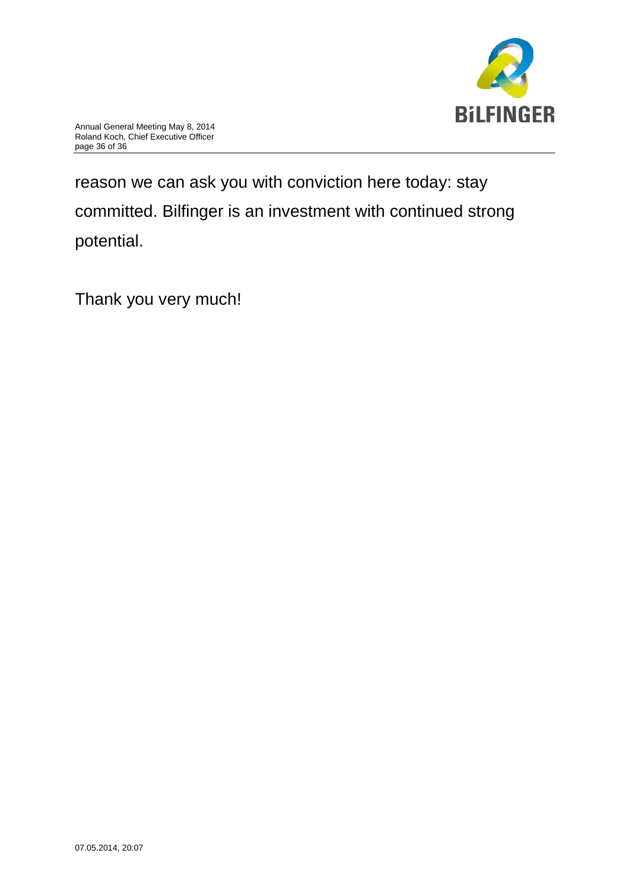reason we can ask you with conviction here today: stay committed. Bilfinger is an investment with continued strong potential.

Thank you very much!